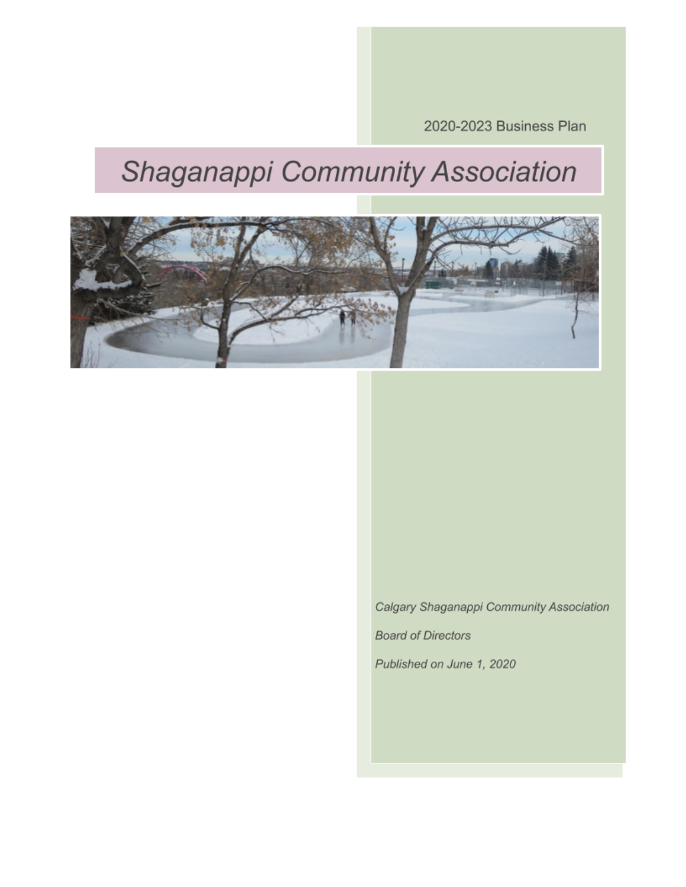2020-2023 Business Plan

# Shaganappi Community Association

*Calgary Shaganappi Community Association*

*Board of Directors*

*Published on June 1, 2020*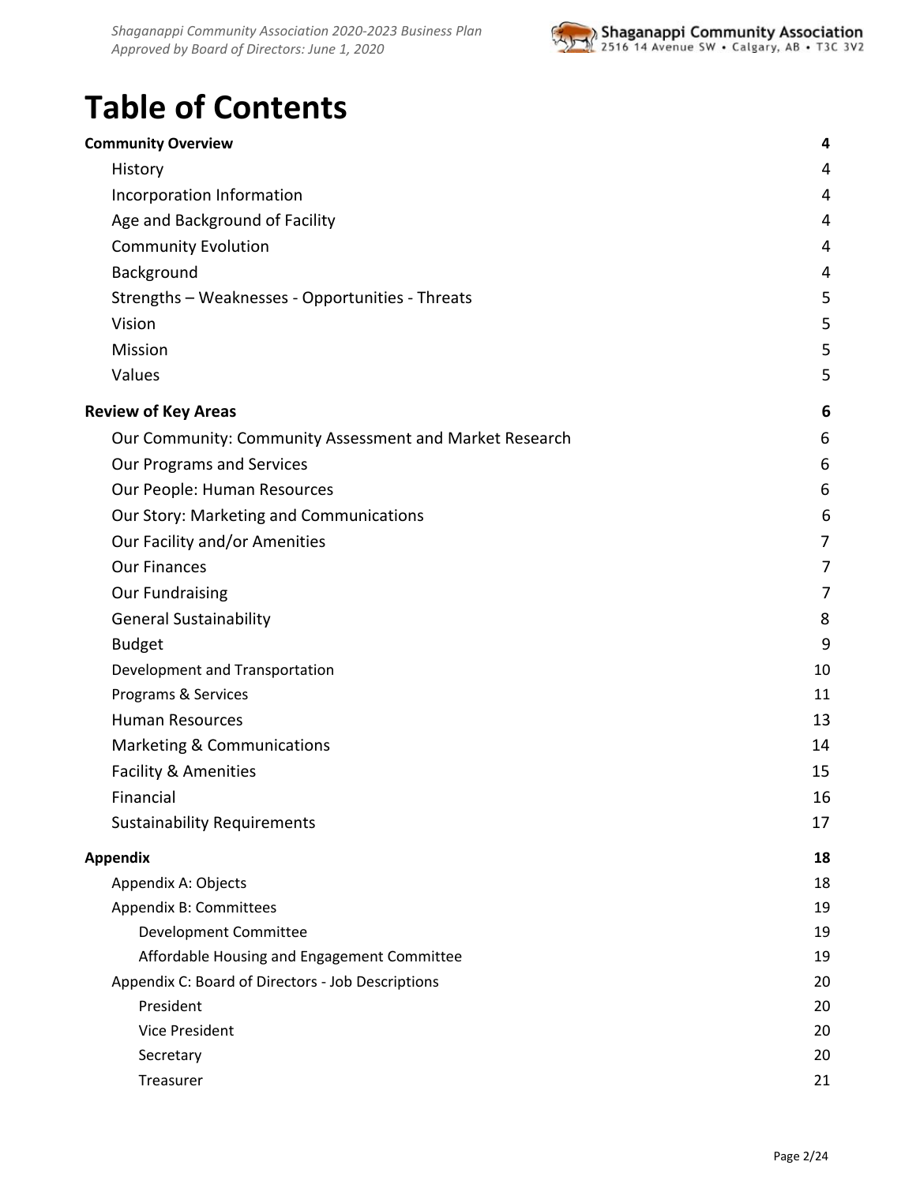# Table of Contents

| | |
|---|---|
| **Community Overview** | **4** |
| History | 4 |
| Incorporation Information | 4 |
| Age and Background of Facility | 4 |
| Community Evolution | 4 |
| Background | 4 |
| Strengths – Weaknesses - Opportunities - Threats | 5 |
| Vision | 5 |
| Mission | 5 |
| Values | 5 |
| **Review of Key Areas** | **6** |
| Our Community: Community Assessment and Market Research | 6 |
| Our Programs and Services | 6 |
| Our People: Human Resources | 6 |
| Our Story: Marketing and Communications | 6 |
| Our Facility and/or Amenities | 7 |
| Our Finances | 7 |
| Our Fundraising | 7 |
| General Sustainability | 8 |
| Budget | 9 |
| Development and Transportation | 10 |
| Programs & Services | 11 |
| Human Resources | 13 |
| Marketing & Communications | 14 |
| Facility & Amenities | 15 |
| Financial | 16 |
| Sustainability Requirements | 17 |
| **Appendix** | **18** |
| Appendix A: Objects | 18 |
| Appendix B: Committees | 19 |
| Development Committee | 19 |
| Affordable Housing and Engagement Committee | 19 |
| Appendix C: Board of Directors - Job Descriptions | 20 |
| President | 20 |
| Vice President | 20 |
| Secretary | 20 |
| Treasurer | 21 |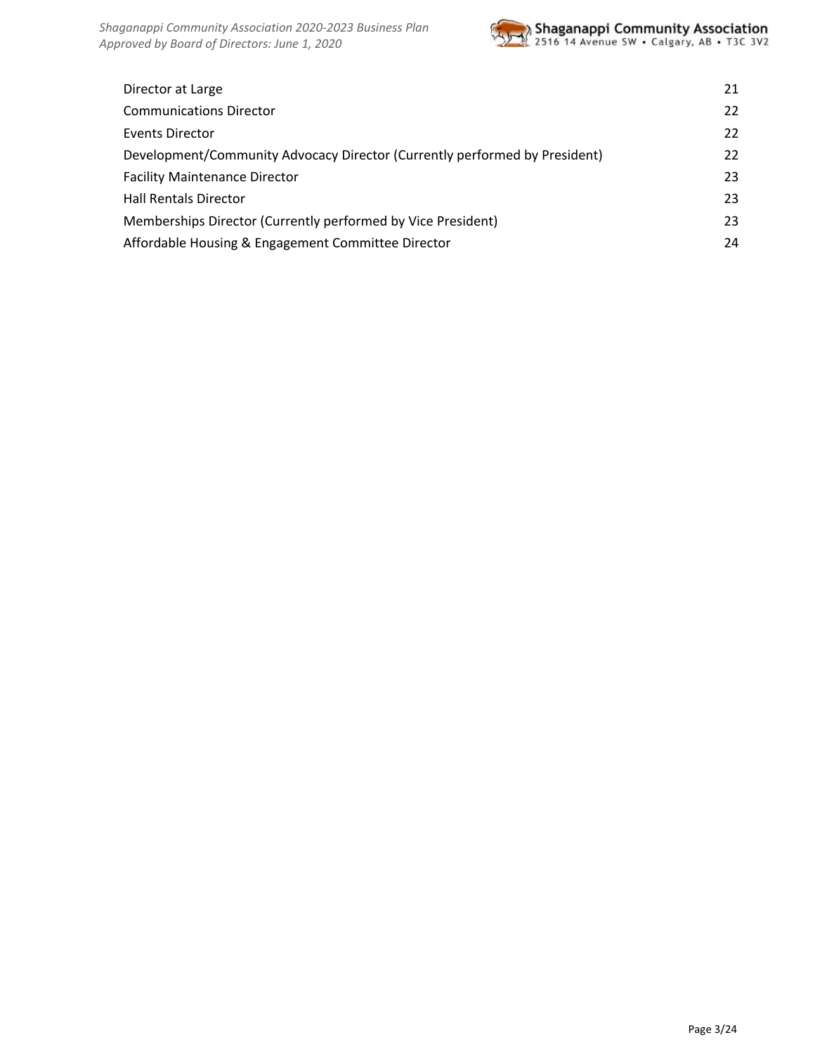| | |
|---|---|
| Director at Large | 21 |
| Communications Director | 22 |
| Events Director | 22 |
| Development/Community Advocacy Director (Currently performed by President) | 22 |
| Facility Maintenance Director | 23 |
| Hall Rentals Director | 23 |
| Memberships Director (Currently performed by Vice President) | 23 |
| Affordable Housing & Engagement Committee Director | 24 |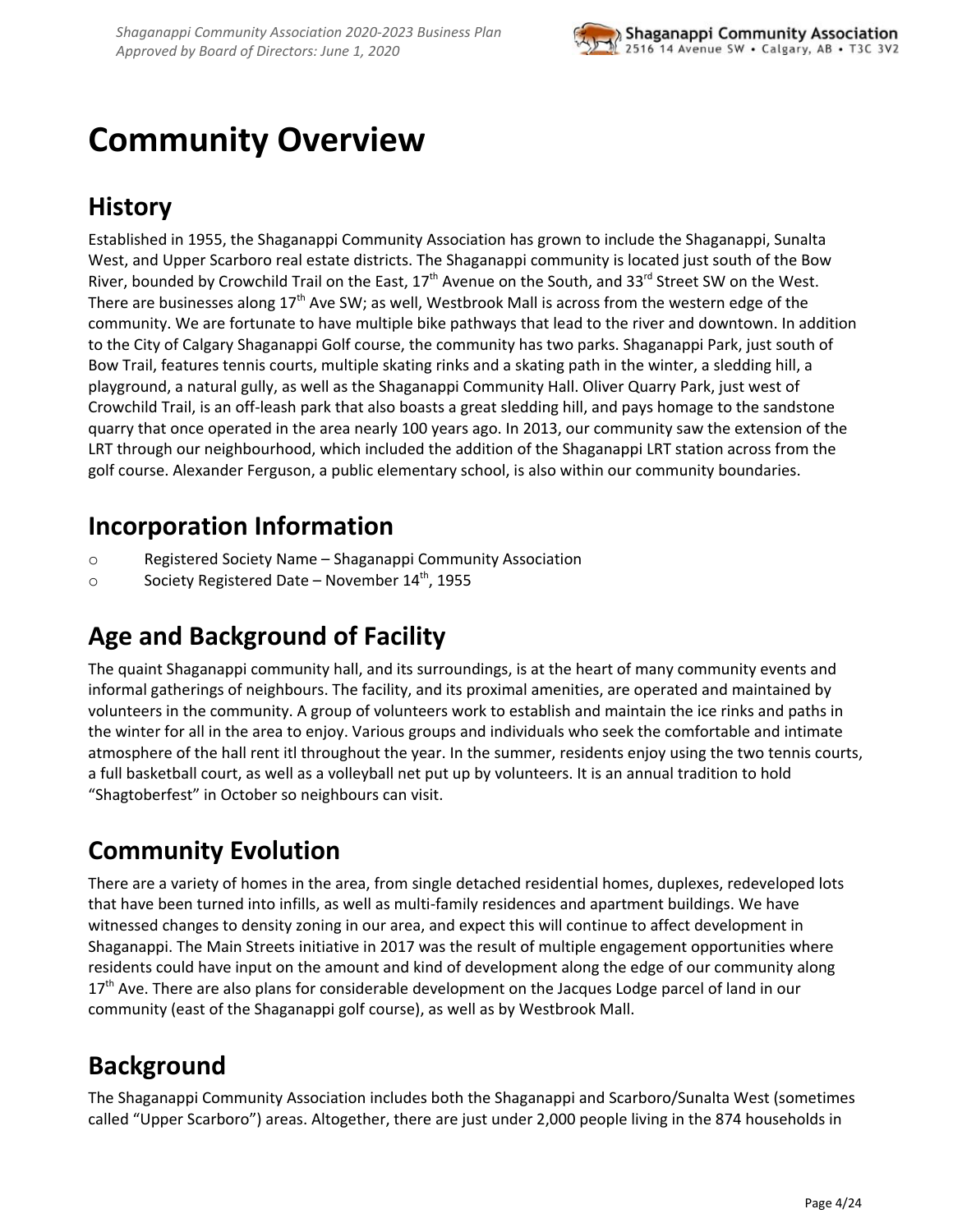# Community Overview

## History

Established in 1955, the Shaganappi Community Association has grown to include the Shaganappi, Sunalta West, and Upper Scarboro real estate districts. The Shaganappi community is located just south of the Bow River, bounded by Crowchild Trail on the East, 17th Avenue on the South, and 33rd Street SW on the West. There are businesses along 17th Ave SW; as well, Westbrook Mall is across from the western edge of the community. We are fortunate to have multiple bike pathways that lead to the river and downtown. In addition to the City of Calgary Shaganappi Golf course, the community has two parks. Shaganappi Park, just south of Bow Trail, features tennis courts, multiple skating rinks and a skating path in the winter, a sledding hill, a playground, a natural gully, as well as the Shaganappi Community Hall. Oliver Quarry Park, just west of Crowchild Trail, is an off-leash park that also boasts a great sledding hill, and pays homage to the sandstone quarry that once operated in the area nearly 100 years ago. In 2013, our community saw the extension of the LRT through our neighbourhood, which included the addition of the Shaganappi LRT station across from the golf course. Alexander Ferguson, a public elementary school, is also within our community boundaries.

## Incorporation Information

- Registered Society Name – Shaganappi Community Association
- Society Registered Date – November 14th, 1955

## Age and Background of Facility

The quaint Shaganappi community hall, and its surroundings, is at the heart of many community events and informal gatherings of neighbours. The facility, and its proximal amenities, are operated and maintained by volunteers in the community. A group of volunteers work to establish and maintain the ice rinks and paths in the winter for all in the area to enjoy. Various groups and individuals who seek the comfortable and intimate atmosphere of the hall rent itl throughout the year. In the summer, residents enjoy using the two tennis courts, a full basketball court, as well as a volleyball net put up by volunteers. It is an annual tradition to hold "Shagtoberfest" in October so neighbours can visit.

## Community Evolution

There are a variety of homes in the area, from single detached residential homes, duplexes, redeveloped lots that have been turned into infills, as well as multi-family residences and apartment buildings. We have witnessed changes to density zoning in our area, and expect this will continue to affect development in Shaganappi. The Main Streets initiative in 2017 was the result of multiple engagement opportunities where residents could have input on the amount and kind of development along the edge of our community along 17th Ave. There are also plans for considerable development on the Jacques Lodge parcel of land in our community (east of the Shaganappi golf course), as well as by Westbrook Mall.

## Background

The Shaganappi Community Association includes both the Shaganappi and Scarboro/Sunalta West (sometimes called "Upper Scarboro") areas. Altogether, there are just under 2,000 people living in the 874 households in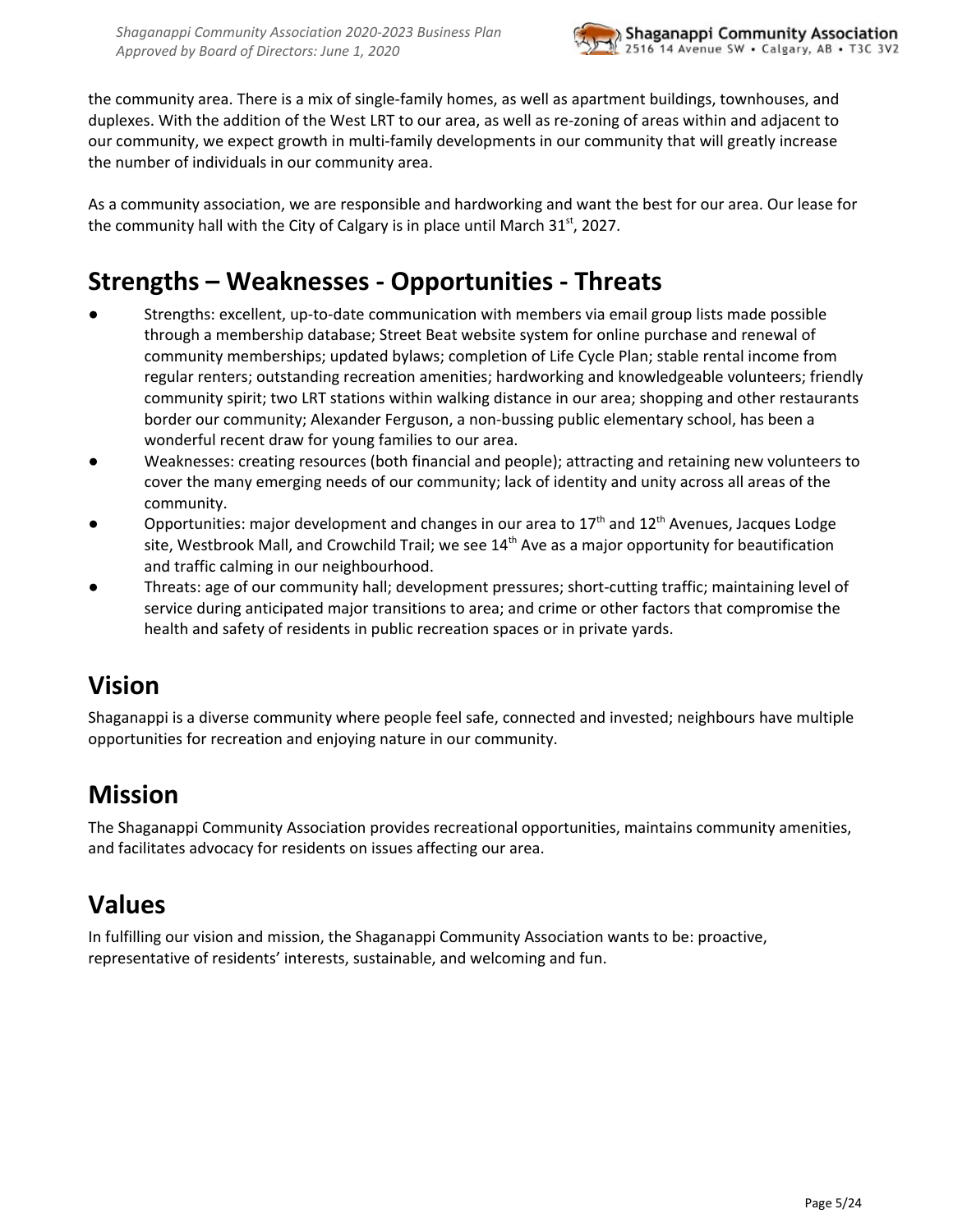the community area. There is a mix of single-family homes, as well as apartment buildings, townhouses, and duplexes. With the addition of the West LRT to our area, as well as re-zoning of areas within and adjacent to our community, we expect growth in multi-family developments in our community that will greatly increase the number of individuals in our community area.

As a community association, we are responsible and hardworking and want the best for our area. Our lease for the community hall with the City of Calgary is in place until March 31st, 2027.

## Strengths – Weaknesses - Opportunities - Threats

- Strengths: excellent, up-to-date communication with members via email group lists made possible through a membership database; Street Beat website system for online purchase and renewal of community memberships; updated bylaws; completion of Life Cycle Plan; stable rental income from regular renters; outstanding recreation amenities; hardworking and knowledgeable volunteers; friendly community spirit; two LRT stations within walking distance in our area; shopping and other restaurants border our community; Alexander Ferguson, a non-bussing public elementary school, has been a wonderful recent draw for young families to our area.
- Weaknesses: creating resources (both financial and people); attracting and retaining new volunteers to cover the many emerging needs of our community; lack of identity and unity across all areas of the community.
- Opportunities: major development and changes in our area to 17th and 12th Avenues, Jacques Lodge site, Westbrook Mall, and Crowchild Trail; we see 14th Ave as a major opportunity for beautification and traffic calming in our neighbourhood.
- Threats: age of our community hall; development pressures; short-cutting traffic; maintaining level of service during anticipated major transitions to area; and crime or other factors that compromise the health and safety of residents in public recreation spaces or in private yards.

## Vision

Shaganappi is a diverse community where people feel safe, connected and invested; neighbours have multiple opportunities for recreation and enjoying nature in our community.

## Mission

The Shaganappi Community Association provides recreational opportunities, maintains community amenities, and facilitates advocacy for residents on issues affecting our area.

## Values

In fulfilling our vision and mission, the Shaganappi Community Association wants to be: proactive, representative of residents' interests, sustainable, and welcoming and fun.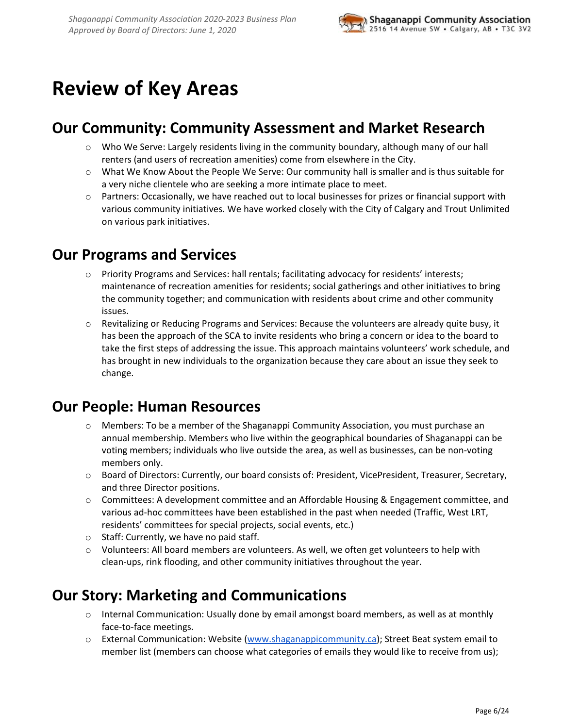# Review of Key Areas

## Our Community: Community Assessment and Market Research

- Who We Serve: Largely residents living in the community boundary, although many of our hall renters (and users of recreation amenities) come from elsewhere in the City.
- What We Know About the People We Serve: Our community hall is smaller and is thus suitable for a very niche clientele who are seeking a more intimate place to meet.
- Partners: Occasionally, we have reached out to local businesses for prizes or financial support with various community initiatives. We have worked closely with the City of Calgary and Trout Unlimited on various park initiatives.

## Our Programs and Services

- Priority Programs and Services: hall rentals; facilitating advocacy for residents' interests; maintenance of recreation amenities for residents; social gatherings and other initiatives to bring the community together; and communication with residents about crime and other community issues.
- Revitalizing or Reducing Programs and Services: Because the volunteers are already quite busy, it has been the approach of the SCA to invite residents who bring a concern or idea to the board to take the first steps of addressing the issue. This approach maintains volunteers' work schedule, and has brought in new individuals to the organization because they care about an issue they seek to change.

## Our People: Human Resources

- Members: To be a member of the Shaganappi Community Association, you must purchase an annual membership. Members who live within the geographical boundaries of Shaganappi can be voting members; individuals who live outside the area, as well as businesses, can be non-voting members only.
- Board of Directors: Currently, our board consists of: President, VicePresident, Treasurer, Secretary, and three Director positions.
- Committees: A development committee and an Affordable Housing & Engagement committee, and various ad-hoc committees have been established in the past when needed (Traffic, West LRT, residents' committees for special projects, social events, etc.)
- Staff: Currently, we have no paid staff.
- Volunteers: All board members are volunteers. As well, we often get volunteers to help with clean-ups, rink flooding, and other community initiatives throughout the year.

## Our Story: Marketing and Communications

- Internal Communication: Usually done by email amongst board members, as well as at monthly face-to-face meetings.
- External Communication: Website (www.shaganappicommunity.ca); Street Beat system email to member list (members can choose what categories of emails they would like to receive from us);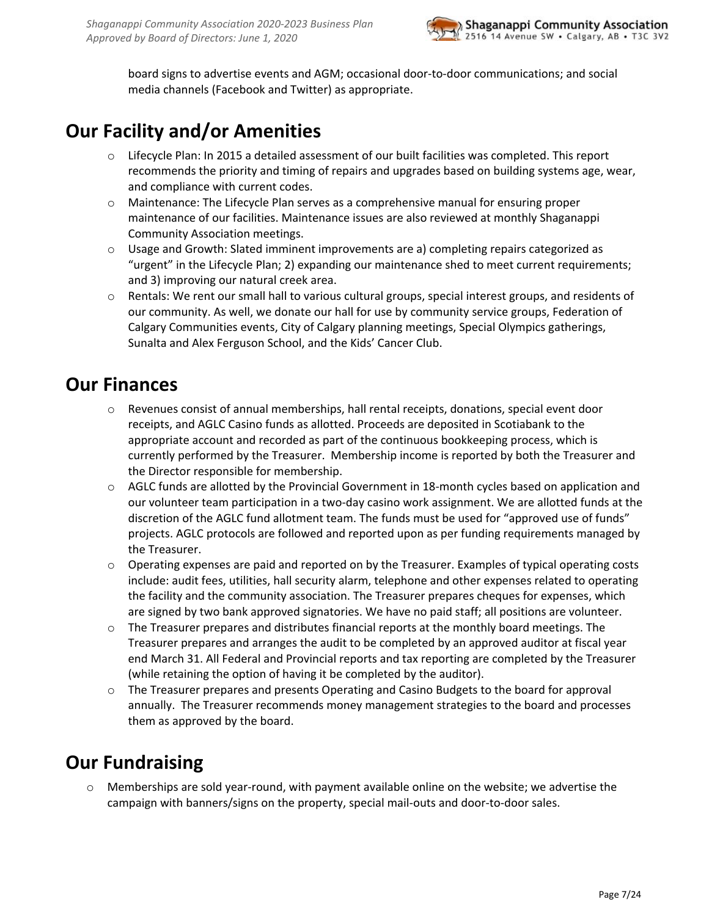board signs to advertise events and AGM; occasional door-to-door communications; and social media channels (Facebook and Twitter) as appropriate.

## Our Facility and/or Amenities

- Lifecycle Plan: In 2015 a detailed assessment of our built facilities was completed. This report recommends the priority and timing of repairs and upgrades based on building systems age, wear, and compliance with current codes.
- Maintenance: The Lifecycle Plan serves as a comprehensive manual for ensuring proper maintenance of our facilities. Maintenance issues are also reviewed at monthly Shaganappi Community Association meetings.
- Usage and Growth: Slated imminent improvements are a) completing repairs categorized as "urgent" in the Lifecycle Plan; 2) expanding our maintenance shed to meet current requirements; and 3) improving our natural creek area.
- Rentals: We rent our small hall to various cultural groups, special interest groups, and residents of our community. As well, we donate our hall for use by community service groups, Federation of Calgary Communities events, City of Calgary planning meetings, Special Olympics gatherings, Sunalta and Alex Ferguson School, and the Kids' Cancer Club.

## Our Finances

- Revenues consist of annual memberships, hall rental receipts, donations, special event door receipts, and AGLC Casino funds as allotted. Proceeds are deposited in Scotiabank to the appropriate account and recorded as part of the continuous bookkeeping process, which is currently performed by the Treasurer. Membership income is reported by both the Treasurer and the Director responsible for membership.
- AGLC funds are allotted by the Provincial Government in 18-month cycles based on application and our volunteer team participation in a two-day casino work assignment. We are allotted funds at the discretion of the AGLC fund allotment team. The funds must be used for "approved use of funds" projects. AGLC protocols are followed and reported upon as per funding requirements managed by the Treasurer.
- Operating expenses are paid and reported on by the Treasurer. Examples of typical operating costs include: audit fees, utilities, hall security alarm, telephone and other expenses related to operating the facility and the community association. The Treasurer prepares cheques for expenses, which are signed by two bank approved signatories. We have no paid staff; all positions are volunteer.
- The Treasurer prepares and distributes financial reports at the monthly board meetings. The Treasurer prepares and arranges the audit to be completed by an approved auditor at fiscal year end March 31. All Federal and Provincial reports and tax reporting are completed by the Treasurer (while retaining the option of having it be completed by the auditor).
- The Treasurer prepares and presents Operating and Casino Budgets to the board for approval annually. The Treasurer recommends money management strategies to the board and processes them as approved by the board.

## Our Fundraising

- Memberships are sold year-round, with payment available online on the website; we advertise the campaign with banners/signs on the property, special mail-outs and door-to-door sales.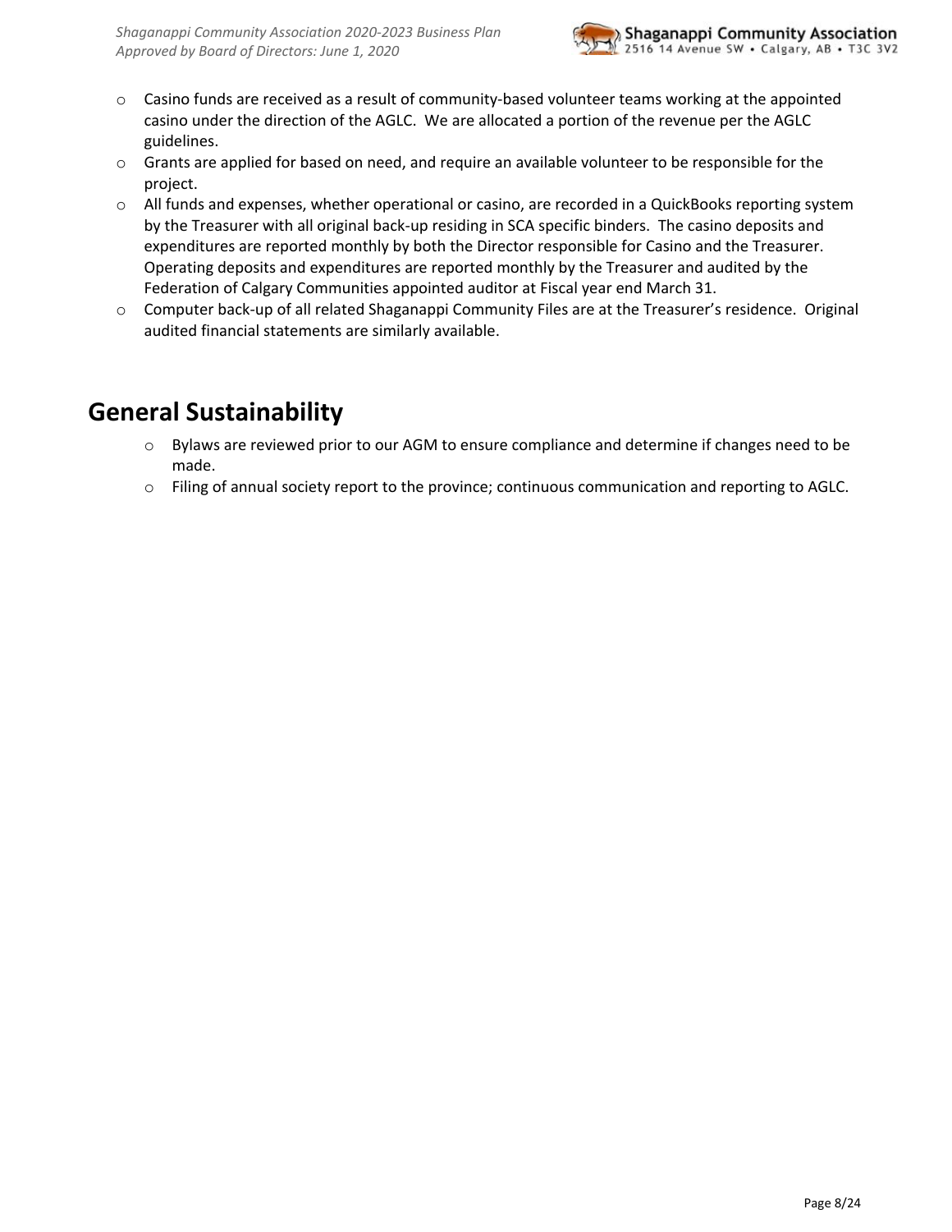- Casino funds are received as a result of community-based volunteer teams working at the appointed casino under the direction of the AGLC. We are allocated a portion of the revenue per the AGLC guidelines.
- Grants are applied for based on need, and require an available volunteer to be responsible for the project.
- All funds and expenses, whether operational or casino, are recorded in a QuickBooks reporting system by the Treasurer with all original back-up residing in SCA specific binders. The casino deposits and expenditures are reported monthly by both the Director responsible for Casino and the Treasurer. Operating deposits and expenditures are reported monthly by the Treasurer and audited by the Federation of Calgary Communities appointed auditor at Fiscal year end March 31.
- Computer back-up of all related Shaganappi Community Files are at the Treasurer's residence. Original audited financial statements are similarly available.

# General Sustainability

- Bylaws are reviewed prior to our AGM to ensure compliance and determine if changes need to be made.
- Filing of annual society report to the province; continuous communication and reporting to AGLC.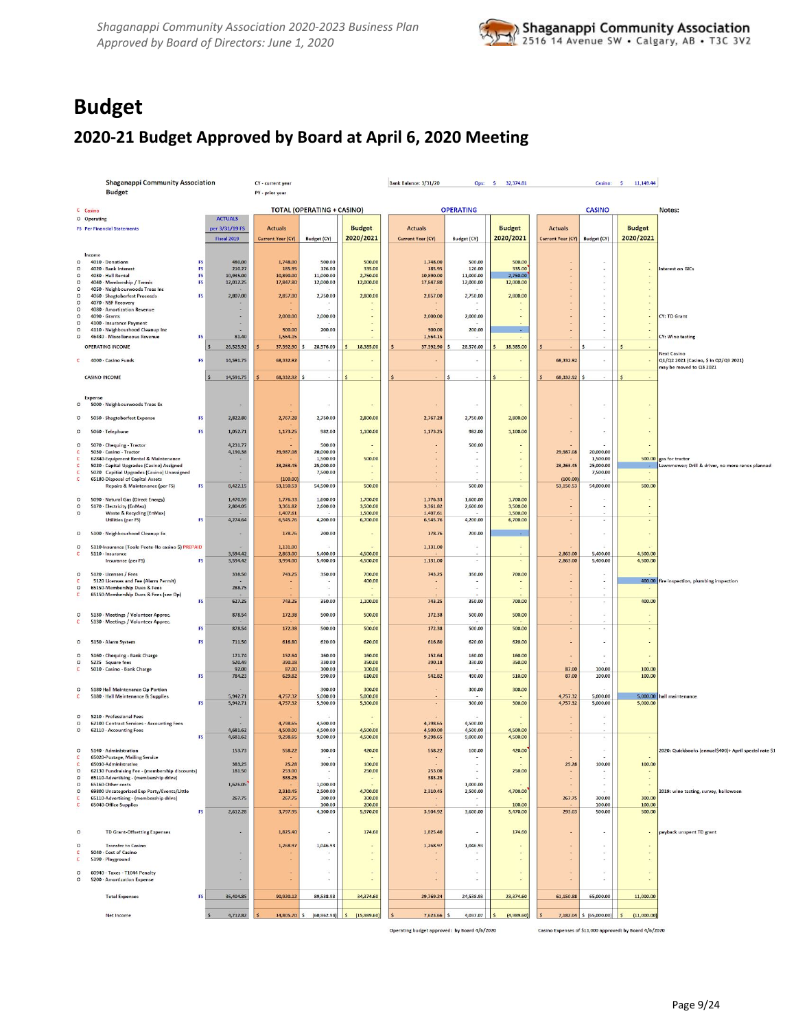# Budget

## 2020-21 Budget Approved by Board at April 6, 2020 Meeting

Shaganappi Community Association
Budget

CY - current year
PY - prior year

Bank Balance: 3/31/20 Ops: $ 32,374.81 Casino: $ 11,149.44

C Casino
O Operating
FS Per Financial Statements

| | Account | FS | ACTUALS per 3/31/19 FS Fiscal 2019 | TOTAL (OPERATING + CASINO) Actuals Current Year (CY) | Budget (CY) | Budget 2020/2021 | OPERATING Actuals Current Year (CY) | Budget (CY) | Budget 2020/2021 | CASINO Actuals Current Year (CY) | Budget (CY) | Budget 2020/2021 | Notes: |
|---|---|---|---|---|---|---|---|---|---|---|---|---|---|
| | **Income** | | | | | | | | | | | | |
| O | 4010 · Donations | FS | 480.00 | 1,748.00 | 500.00 | 500.00 | 1,748.00 | 500.00 | 500.00 | - | - | - | |
| O | 4020 · Bank Interest | FS | 210.27 | 185.95 | 126.00 | 335.00 | 185.95 | 126.00 | 335.00 | - | - | - | Interest on GICs |
| O | 4030 · Hall Rental | FS | 10,935.00 | 10,890.00 | 11,000.00 | 2,750.00 | 10,890.00 | 11,000.00 | 2,750.00 | - | - | - | |
| O | 4040 · Membership / Tennis | FS | 12,012.25 | 17,847.80 | 12,000.00 | 12,000.00 | 17,847.80 | 12,000.00 | 12,000.00 | - | - | - | |
| O | 4050 · Neighbourwoods Trees Inc | | | - | - | - | - | - | - | - | - | - | |
| O | 4060 · Shagtoberfest Proceeds | FS | 2,807.00 | 2,857.00 | 2,750.00 | 2,800.00 | 2,857.00 | 2,750.00 | 2,800.00 | - | - | - | |
| O | 4070 · NSF Recovery | | - | - | - | - | - | - | - | - | - | - | |
| O | 4080 · Amortization Revenue | | - | - | - | - | - | - | - | - | - | - | |
| O | 4090 · Grants | | - | 2,000.00 | 2,000.00 | - | 2,000.00 | 2,000.00 | - | - | - | - | CY: TD Grant |
| O | 4100 · Insurance Payment | | - | - | - | - | - | - | - | - | - | - | |
| O | 4110 · Neighbourhood Cleanup Inc | | - | 300.00 | 200.00 | - | 300.00 | 200.00 | - | - | - | - | |
| O | 46430 · Miscellaneous Revenue | FS | 81.40 | 1,564.15 | - | - | 1,564.15 | - | - | - | - | - | CY: Wine tasting |
| | **OPERATING INCOME** | | $ 26,525.92 | $ 37,392.90 | $ 28,576.00 | $ 18,385.00 | $ 37,392.90 | $ 28,576.00 | $ 18,385.00 | $ - | $ - | $ - | |
| C | 4000 · Casino Funds | FS | 14,591.75 | 68,332.92 | - | - | - | - | - | 68,332.92 | - | - | Next Casino Q1/Q2 2021 (Casino, $ in Q2/Q3 2021) may be moved to Q3 2021 |
| | **CASINO INCOME** | | $ 14,591.75 | $ 68,332.92 | $ - | $ - | $ - | $ - | $ - | $ 68,332.92 | $ - | $ - | |
| | **Expense** | | | | | | | | | | | | |
| O | 5000 · Neighbourwoods Trees Ex | | - | - | - | - | - | - | - | - | - | - | |
| O | 5050 · Shagtoberfest Expense | FS | 2,822.80 | 2,767.28 | 2,750.00 | 2,800.00 | 2,767.28 | 2,750.00 | 2,800.00 | - | - | - | |
| O | 5060 · Telephone | FS | 1,052.71 | 1,173.25 | 982.00 | 1,100.00 | 1,173.25 | 982.00 | 1,100.00 | - | - | - | |
| O | 5070 · Chequing - Tractor | | 4,231.77 | - | 500.00 | - | - | 500.00 | - | - | - | - | |
| C | 5030 · Casino - Tractor | | 4,190.38 | 29,987.08 | 20,000.00 | - | - | - | - | 29,987.08 | 20,000.00 | - | |
| C | 62840-Equipment Rental & Maintenance | | - | - | 1,500.00 | 500.00 | - | - | - | - | 1,500.00 | 500.00 | gas for tractor |
| C | 5020 · Capital Upgrades (Casino) Assigned | | - | 23,263.45 | 25,000.00 | - | - | - | - | 23,263.45 | 25,000.00 | - | Lawnmower; Drill & driver, no more renos planned |
| C | 5020 · Capital Upgrades (Casino) Unassigned | | - | - | 7,500.00 | - | - | - | - | - | 7,500.00 | - | |
| C | 65180-Disposal of Capital Assets | | - | (100.00) | - | - | - | - | - | (100.00) | - | - | |
| | Repairs & Maintenance (per FS) | FS | 8,422.15 | 53,150.53 | 54,500.00 | 500.00 | - | 500.00 | - | 53,150.53 | 54,000.00 | 500.00 | |
| O | 5090 · Natural Gas (Direct Energy) | | 1,470.59 | 1,776.33 | 1,600.00 | 1,700.00 | 1,776.33 | 1,600.00 | 1,700.00 | - | - | - | |
| O | 5170 · Electricity (EnMax) | | 2,804.05 | 3,361.82 | 2,600.00 | 3,500.00 | 3,361.82 | 2,600.00 | 3,500.00 | - | - | - | |
| O | Waste & Recycling (EnMax) | | | 1,407.61 | - | 1,500.00 | 1,407.61 | - | 1,500.00 | - | - | - | |
| | Utilities (per FS) | FS | 4,274.64 | 6,545.76 | 4,200.00 | 6,700.00 | 6,545.76 | 4,200.00 | 6,700.00 | - | - | - | |
| O | 5100 · Neighbourhood Cleanup Ex | | - | 178.76 | 200.00 | - | 178.76 | 200.00 | - | - | - | - | |
| O | 5110-Insurance (Toole Peete-No casino $) PREPAID | | | 1,131.00 | - | - | 1,131.00 | - | - | - | - | - | |
| C | 5110 · Insurance | | 3,594.42 | 2,863.00 | 5,400.00 | 4,500.00 | - | - | - | 2,863.00 | 5,400.00 | 4,500.00 | |
| | Insurance (per FS) | FS | 3,594.42 | 3,994.00 | 5,400.00 | 4,500.00 | 1,131.00 | - | - | 2,863.00 | 5,400.00 | 4,500.00 | |
| O | 5120 · Licenses / Fees | | 338.50 | 743.25 | 350.00 | 700.00 | 743.25 | 350.00 | 700.00 | - | - | - | |
| C | 5120 Licenses and Fee (Alarm Permit) | | - | - | - | 400.00 | - | - | - | - | - | 400.00 | fire inspection, plumbing inspection |
| O | 65150-Membership Dues & Fees | | 288.75 | - | - | - | - | - | - | - | - | - | |
| C | 65150-Membership Dues & Fees (see Op) | | - | - | - | - | - | - | - | - | - | - | |
| | | FS | 627.25 | 743.25 | 350.00 | 1,100.00 | 743.25 | 350.00 | 700.00 | - | - | 400.00 | |
| O | 5130 · Meetings / Volunteer Apprec. | | 878.54 | 172.38 | 500.00 | 500.00 | 172.38 | 500.00 | 500.00 | - | - | - | |
| C | 5130 · Meetings / Volunteer Apprec. | | - | - | - | - | - | - | - | - | - | - | |
| | | FS | 878.54 | 172.38 | 500.00 | 500.00 | 172.38 | 500.00 | 500.00 | - | - | - | |
| O | 5150 · Alarm System | FS | 711.50 | 616.80 | 620.00 | 620.00 | 616.80 | 620.00 | 620.00 | - | - | - | |
| O | 5160 · Chequing - Bank Charge | | 171.74 | 152.64 | 160.00 | 160.00 | 152.64 | 160.00 | 160.00 | - | - | - | |
| O | 5225 · Square fees | | 520.49 | 390.18 | 330.00 | 350.00 | 390.18 | 330.00 | 350.00 | - | - | - | |
| C | 5010 · Casino - Bank Charge | | 92.00 | 87.00 | 100.00 | 100.00 | - | - | - | 87.00 | 100.00 | 100.00 | |
| | | FS | 784.23 | 629.82 | 590.00 | 610.00 | 542.82 | 490.00 | 510.00 | 87.00 | 100.00 | 100.00 | |
| O | 5180 Hall Maintenance Op Portion | | - | - | 300.00 | 300.00 | - | 300.00 | 300.00 | - | - | - | |
| C | 5180 · Hall Maintenance & Supplies | | 5,942.71 | 4,757.32 | 5,000.00 | 5,000.00 | - | - | - | 4,757.32 | 5,000.00 | 5,000.00 | hall maintenance |
| | | FS | 5,942.71 | 4,757.32 | 5,300.00 | 5,300.00 | - | 300.00 | 300.00 | 4,757.32 | 5,000.00 | 5,000.00 | |
| O | 5210 · Professional Fees | | - | - | - | - | - | - | - | - | - | - | |
| O | 62100 Contract Services - Accounting Fees | | - | 4,798.65 | 4,500.00 | - | 4,798.65 | 4,500.00 | - | - | - | - | |
| O | 62110 · Accounting Fees | | 4,681.62 | 4,500.00 | 4,500.00 | 4,500.00 | 4,500.00 | 4,500.00 | 4,500.00 | - | - | - | |
| | | FS | 4,681.62 | 9,298.65 | 9,000.00 | 4,500.00 | 9,298.65 | 9,000.00 | 4,500.00 | - | - | - | |
| O | 5140 · Administration | | 153.73 | 558.22 | 100.00 | 420.00 | 558.22 | 100.00 | 420.00 | - | - | - | 2020: Quickbooks (annual$400)+ April special rate $1 |
| C | 65020-Postage, Mailing Service | | - | - | - | - | - | - | - | - | - | - | |
| C | 65030-Administrative | | 383.25 | 25.28 | 100.00 | 100.00 | - | - | - | 25.28 | 100.00 | 100.00 | |
| O | 62130 Fundraising Fee - (membership discounts) | | 181.50 | 253.00 | - | 250.00 | 253.00 | - | 250.00 | - | - | - | |
| O | 65110-Advertising - (membership drive) | | | 383.25 | - | - | 383.25 | - | - | - | - | - | |
| O | 65160-Other costs | | 1,626.05 | - | 1,000.00 | - | - | 1,000.00 | - | - | - | - | |
| O | 69800 Uncategorized Exp Party/Events/Little | | - | 2,310.45 | 2,500.00 | 4,700.00 | 2,310.45 | 2,500.00 | 4,700.00 | - | - | - | 2019: wine tasting, survey, halloween |
| C | 65110-Advertising - (membership drive) | | 267.75 | 267.75 | 300.00 | 300.00 | - | - | - | 267.75 | 300.00 | 300.00 | |
| C | 65040-Office Supplies | | | - | 100.00 | 200.00 | - | - | 100.00 | - | 100.00 | 100.00 | |
| | | FS | 2,612.28 | 3,797.95 | 4,100.00 | 5,970.00 | 3,504.92 | 3,600.00 | 5,470.00 | 293.03 | 500.00 | 500.00 | |
| O | TD Grant-Offsetting Expenses | | - | 1,825.40 | - | 174.60 | 1,825.40 | - | 174.60 | - | - | - | payback unspent TD grant |
| O | Transfer to Casino | | | 1,268.97 | 1,046.93 | - | 1,268.97 | 1,046.93 | - | - | - | - | |
| C | 5040 · Cost of Casino | | - | - | - | - | - | - | - | - | - | - | |
| C | 5190 · Playground | | - | - | - | - | - | - | - | - | - | - | |
| O | 60940 · Taxes - T1044 Penalty | | - | - | - | - | - | - | - | - | - | - | |
| O | 5200 · Amortization Expense | | - | - | - | - | - | - | - | - | - | - | |
| | **Total Expenses** | FS | 36,404.85 | 90,920.12 | 89,538.93 | 34,374.60 | 29,769.24 | 24,538.93 | 23,374.60 | 61,150.88 | 65,000.00 | 11,000.00 | |
| | **Net Income** | | $ 4,712.82 | $ 14,805.70 | $ (60,962.93) | $ (15,989.60) | $ 7,623.66 | $ 4,037.07 | $ (4,989.60) | $ 7,182.04 | $ (65,000.00) | $ (11,000.00) | |

Operating budget approved: by Board 4/6/2020

Casino Expenses of $11,000 approved: by Board 4/6/2020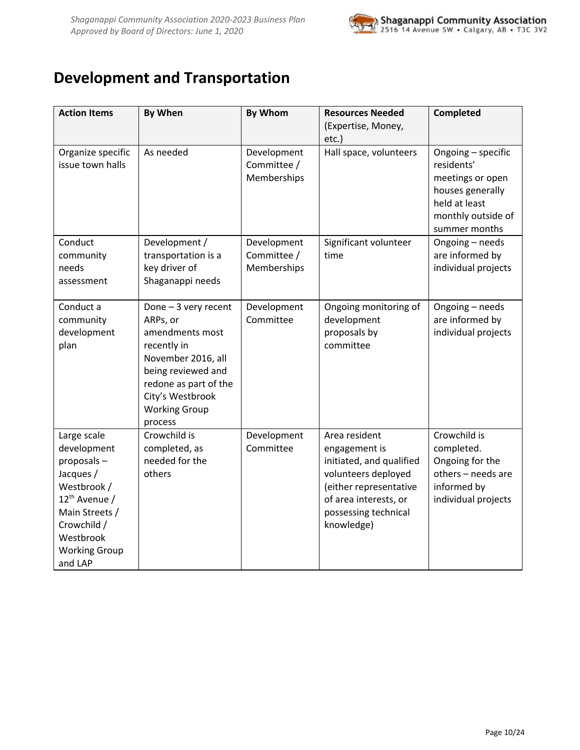## Development and Transportation

| Action Items | By When | By Whom | Resources Needed (Expertise, Money, etc.) | Completed |
|---|---|---|---|---|
| Organize specific issue town halls | As needed | Development Committee / Memberships | Hall space, volunteers | Ongoing – specific residents' meetings or open houses generally held at least monthly outside of summer months |
| Conduct community needs assessment | Development / transportation is a key driver of Shaganappi needs | Development Committee / Memberships | Significant volunteer time | Ongoing – needs are informed by individual projects |
| Conduct a community development plan | Done – 3 very recent ARPs, or amendments most recently in November 2016, all being reviewed and redone as part of the City's Westbrook Working Group process | Development Committee | Ongoing monitoring of development proposals by committee | Ongoing – needs are informed by individual projects |
| Large scale development proposals – Jacques / Westbrook / 12th Avenue / Main Streets / Crowchild / Westbrook Working Group and LAP | Crowchild is completed, as needed for the others | Development Committee | Area resident engagement is initiated, and qualified volunteers deployed (either representative of area interests, or possessing technical knowledge) | Crowchild is completed. Ongoing for the others – needs are informed by individual projects |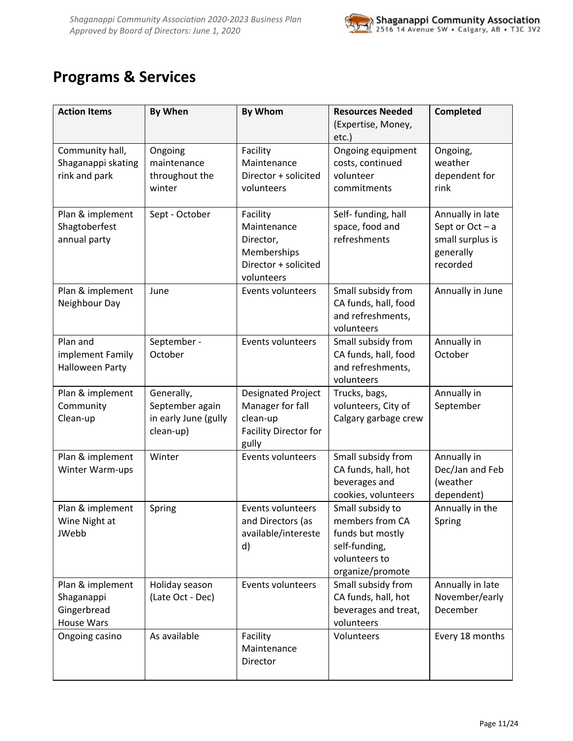# Programs & Services

| Action Items | By When | By Whom | Resources Needed (Expertise, Money, etc.) | Completed |
| --- | --- | --- | --- | --- |
| Community hall, Shaganappi skating rink and park | Ongoing maintenance throughout the winter | Facility Maintenance Director + solicited volunteers | Ongoing equipment costs, continued volunteer commitments | Ongoing, weather dependent for rink |
| Plan & implement Shagtoberfest annual party | Sept - October | Facility Maintenance Director, Memberships Director + solicited volunteers | Self- funding, hall space, food and refreshments | Annually in late Sept or Oct – a small surplus is generally recorded |
| Plan & implement Neighbour Day | June | Events volunteers | Small subsidy from CA funds, hall, food and refreshments, volunteers | Annually in June |
| Plan and implement Family Halloween Party | September - October | Events volunteers | Small subsidy from CA funds, hall, food and refreshments, volunteers | Annually in October |
| Plan & implement Community Clean-up | Generally, September again in early June (gully clean-up) | Designated Project Manager for fall clean-up Facility Director for gully | Trucks, bags, volunteers, City of Calgary garbage crew | Annually in September |
| Plan & implement Winter Warm-ups | Winter | Events volunteers | Small subsidy from CA funds, hall, hot beverages and cookies, volunteers | Annually in Dec/Jan and Feb (weather dependent) |
| Plan & implement Wine Night at JWebb | Spring | Events volunteers and Directors (as available/interested) | Small subsidy to members from CA funds but mostly self-funding, volunteers to organize/promote | Annually in the Spring |
| Plan & implement Shaganappi Gingerbread House Wars | Holiday season (Late Oct - Dec) | Events volunteers | Small subsidy from CA funds, hall, hot beverages and treat, volunteers | Annually in late November/early December |
| Ongoing casino | As available | Facility Maintenance Director | Volunteers | Every 18 months |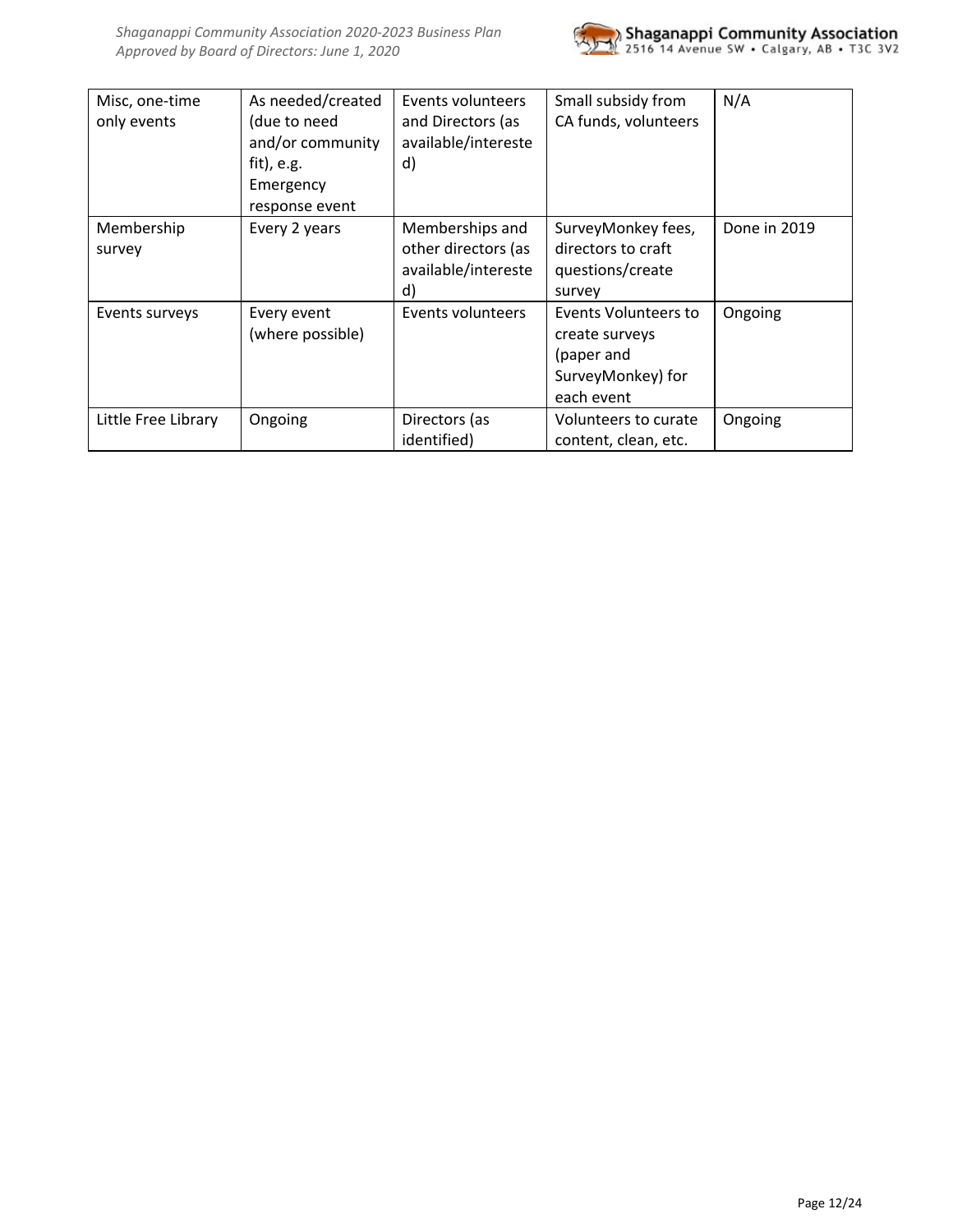| | | | | |
|---|---|---|---|---|
| Misc, one-time only events | As needed/created (due to need and/or community fit), e.g. Emergency response event | Events volunteers and Directors (as available/interested) | Small subsidy from CA funds, volunteers | N/A |
| Membership survey | Every 2 years | Memberships and other directors (as available/interested) | SurveyMonkey fees, directors to craft questions/create survey | Done in 2019 |
| Events surveys | Every event (where possible) | Events volunteers | Events Volunteers to create surveys (paper and SurveyMonkey) for each event | Ongoing |
| Little Free Library | Ongoing | Directors (as identified) | Volunteers to curate content, clean, etc. | Ongoing |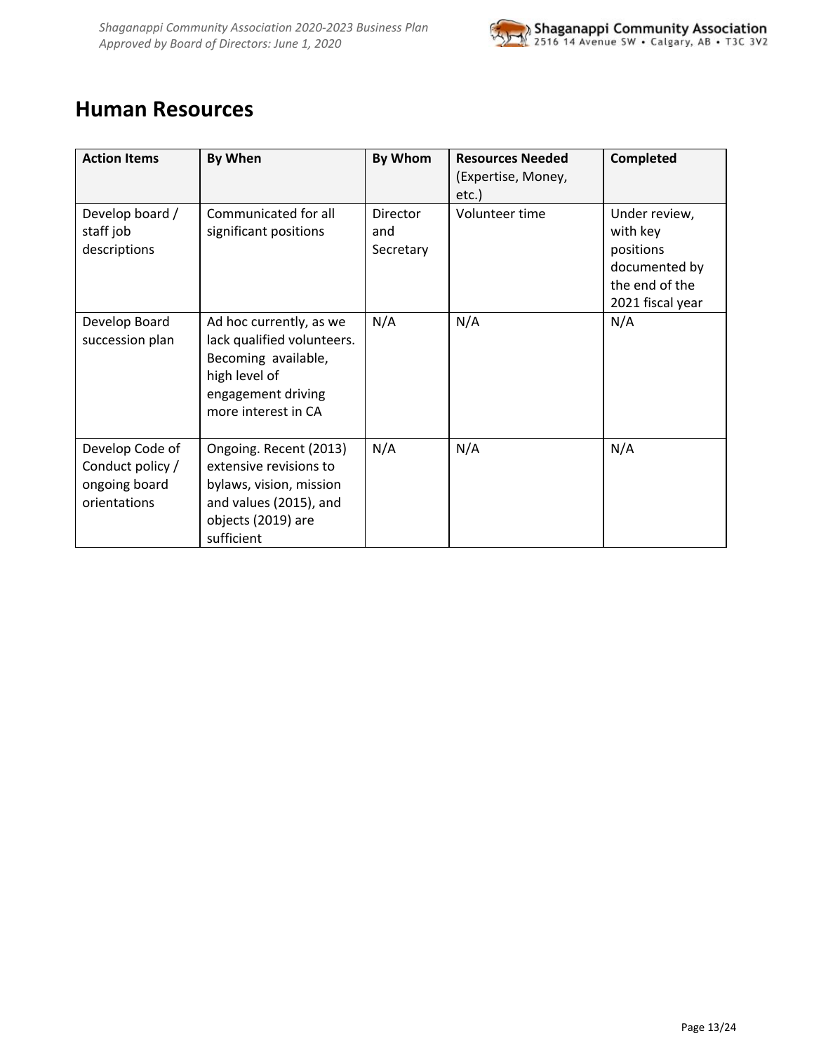## Human Resources

| Action Items | By When | By Whom | Resources Needed (Expertise, Money, etc.) | Completed |
|---|---|---|---|---|
| Develop board / staff job descriptions | Communicated for all significant positions | Director and Secretary | Volunteer time | Under review, with key positions documented by the end of the 2021 fiscal year |
| Develop Board succession plan | Ad hoc currently, as we lack qualified volunteers. Becoming available, high level of engagement driving more interest in CA | N/A | N/A | N/A |
| Develop Code of Conduct policy / ongoing board orientations | Ongoing. Recent (2013) extensive revisions to bylaws, vision, mission and values (2015), and objects (2019) are sufficient | N/A | N/A | N/A |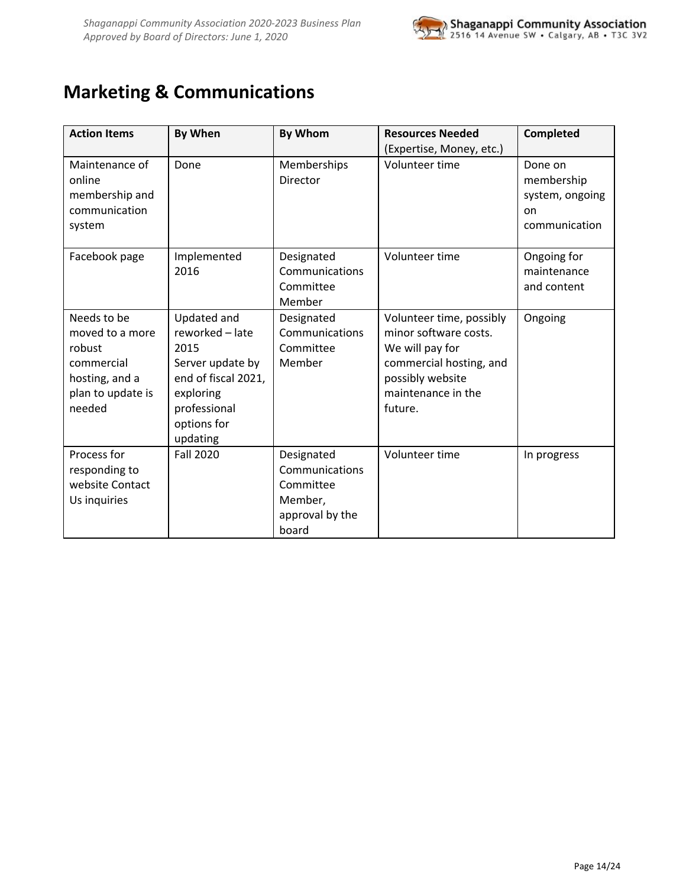## Marketing & Communications

| Action Items | By When | By Whom | Resources Needed (Expertise, Money, etc.) | Completed |
|---|---|---|---|---|
| Maintenance of online membership and communication system | Done | Memberships Director | Volunteer time | Done on membership system, ongoing on communication |
| Facebook page | Implemented 2016 | Designated Communications Committee Member | Volunteer time | Ongoing for maintenance and content |
| Needs to be moved to a more robust commercial hosting, and a plan to update is needed | Updated and reworked – late 2015 Server update by end of fiscal 2021, exploring professional options for updating | Designated Communications Committee Member | Volunteer time, possibly minor software costs. We will pay for commercial hosting, and possibly website maintenance in the future. | Ongoing |
| Process for responding to website Contact Us inquiries | Fall 2020 | Designated Communications Committee Member, approval by the board | Volunteer time | In progress |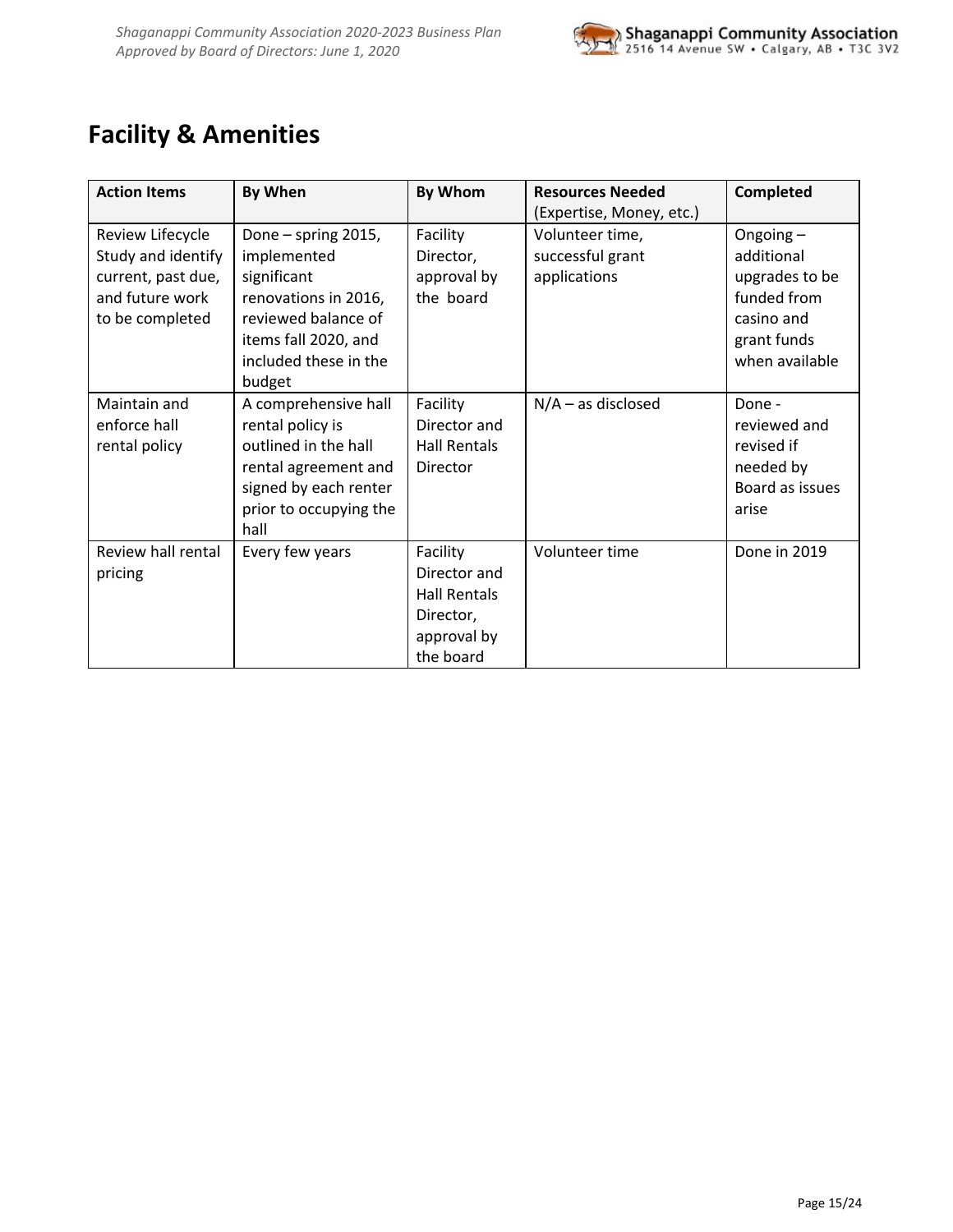## Facility & Amenities

| Action Items | By When | By Whom | Resources Needed (Expertise, Money, etc.) | Completed |
|---|---|---|---|---|
| Review Lifecycle Study and identify current, past due, and future work to be completed | Done – spring 2015, implemented significant renovations in 2016, reviewed balance of items fall 2020, and included these in the budget | Facility Director, approval by the board | Volunteer time, successful grant applications | Ongoing – additional upgrades to be funded from casino and grant funds when available |
| Maintain and enforce hall rental policy | A comprehensive hall rental policy is outlined in the hall rental agreement and signed by each renter prior to occupying the hall | Facility Director and Hall Rentals Director | N/A – as disclosed | Done - reviewed and revised if needed by Board as issues arise |
| Review hall rental pricing | Every few years | Facility Director and Hall Rentals Director, approval by the board | Volunteer time | Done in 2019 |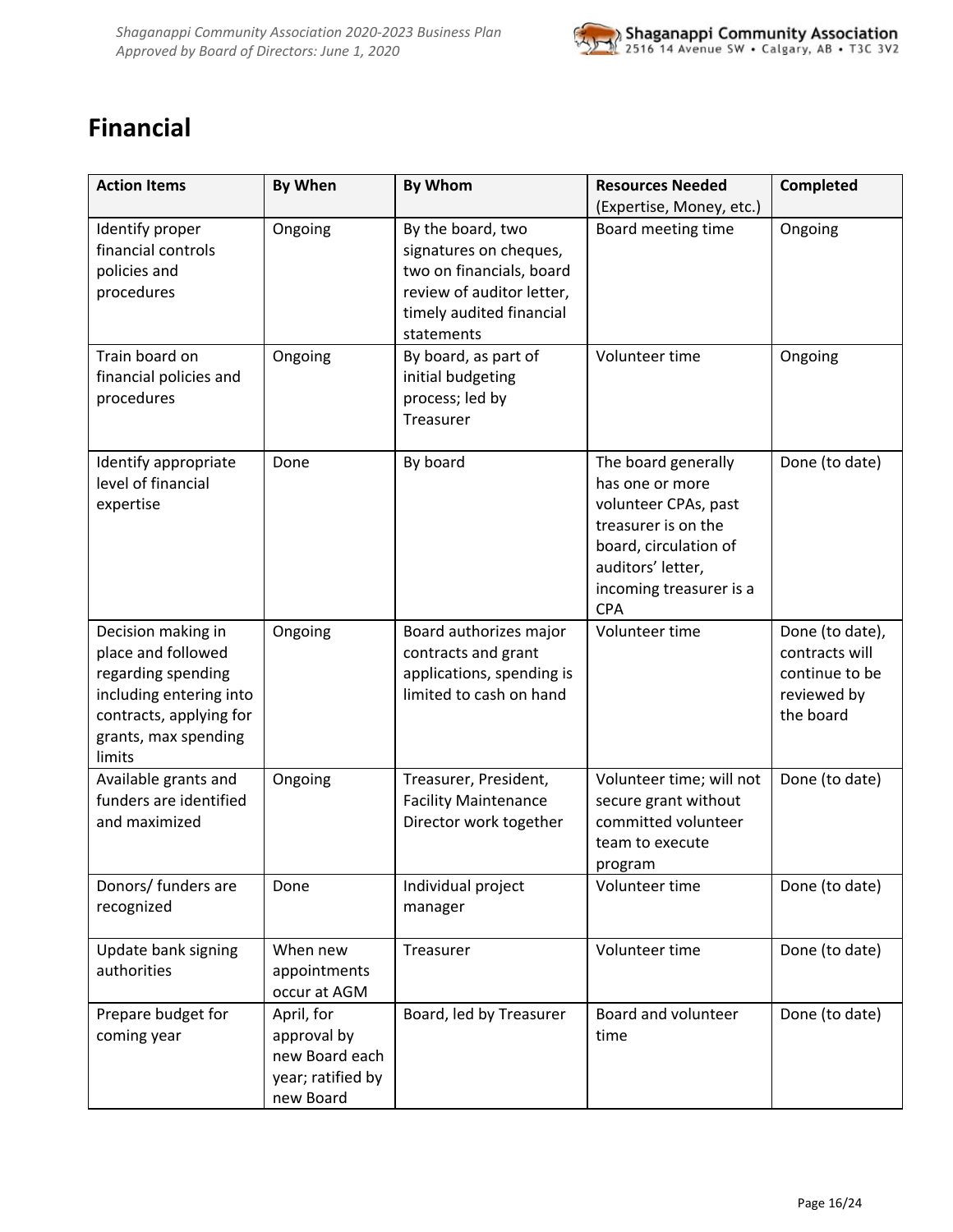# Financial

| Action Items | By When | By Whom | Resources Needed (Expertise, Money, etc.) | Completed |
|---|---|---|---|---|
| Identify proper financial controls policies and procedures | Ongoing | By the board, two signatures on cheques, two on financials, board review of auditor letter, timely audited financial statements | Board meeting time | Ongoing |
| Train board on financial policies and procedures | Ongoing | By board, as part of initial budgeting process; led by Treasurer | Volunteer time | Ongoing |
| Identify appropriate level of financial expertise | Done | By board | The board generally has one or more volunteer CPAs, past treasurer is on the board, circulation of auditors' letter, incoming treasurer is a CPA | Done (to date) |
| Decision making in place and followed regarding spending including entering into contracts, applying for grants, max spending limits | Ongoing | Board authorizes major contracts and grant applications, spending is limited to cash on hand | Volunteer time | Done (to date), contracts will continue to be reviewed by the board |
| Available grants and funders are identified and maximized | Ongoing | Treasurer, President, Facility Maintenance Director work together | Volunteer time; will not secure grant without committed volunteer team to execute program | Done (to date) |
| Donors/ funders are recognized | Done | Individual project manager | Volunteer time | Done (to date) |
| Update bank signing authorities | When new appointments occur at AGM | Treasurer | Volunteer time | Done (to date) |
| Prepare budget for coming year | April, for approval by new Board each year; ratified by new Board | Board, led by Treasurer | Board and volunteer time | Done (to date) |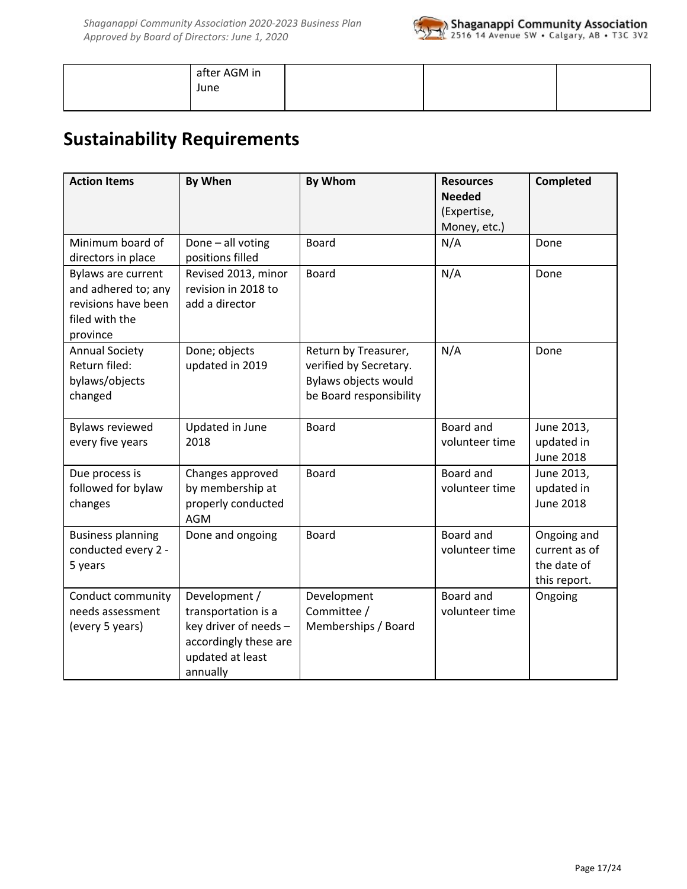| | after AGM in June | | | |
|---|---|---|---|---|

## Sustainability Requirements

| Action Items | By When | By Whom | Resources Needed (Expertise, Money, etc.) | Completed |
|---|---|---|---|---|
| Minimum board of directors in place | Done – all voting positions filled | Board | N/A | Done |
| Bylaws are current and adhered to; any revisions have been filed with the province | Revised 2013, minor revision in 2018 to add a director | Board | N/A | Done |
| Annual Society Return filed: bylaws/objects changed | Done; objects updated in 2019 | Return by Treasurer, verified by Secretary. Bylaws objects would be Board responsibility | N/A | Done |
| Bylaws reviewed every five years | Updated in June 2018 | Board | Board and volunteer time | June 2013, updated in June 2018 |
| Due process is followed for bylaw changes | Changes approved by membership at properly conducted AGM | Board | Board and volunteer time | June 2013, updated in June 2018 |
| Business planning conducted every 2 - 5 years | Done and ongoing | Board | Board and volunteer time | Ongoing and current as of the date of this report. |
| Conduct community needs assessment (every 5 years) | Development / transportation is a key driver of needs – accordingly these are updated at least annually | Development Committee / Memberships / Board | Board and volunteer time | Ongoing |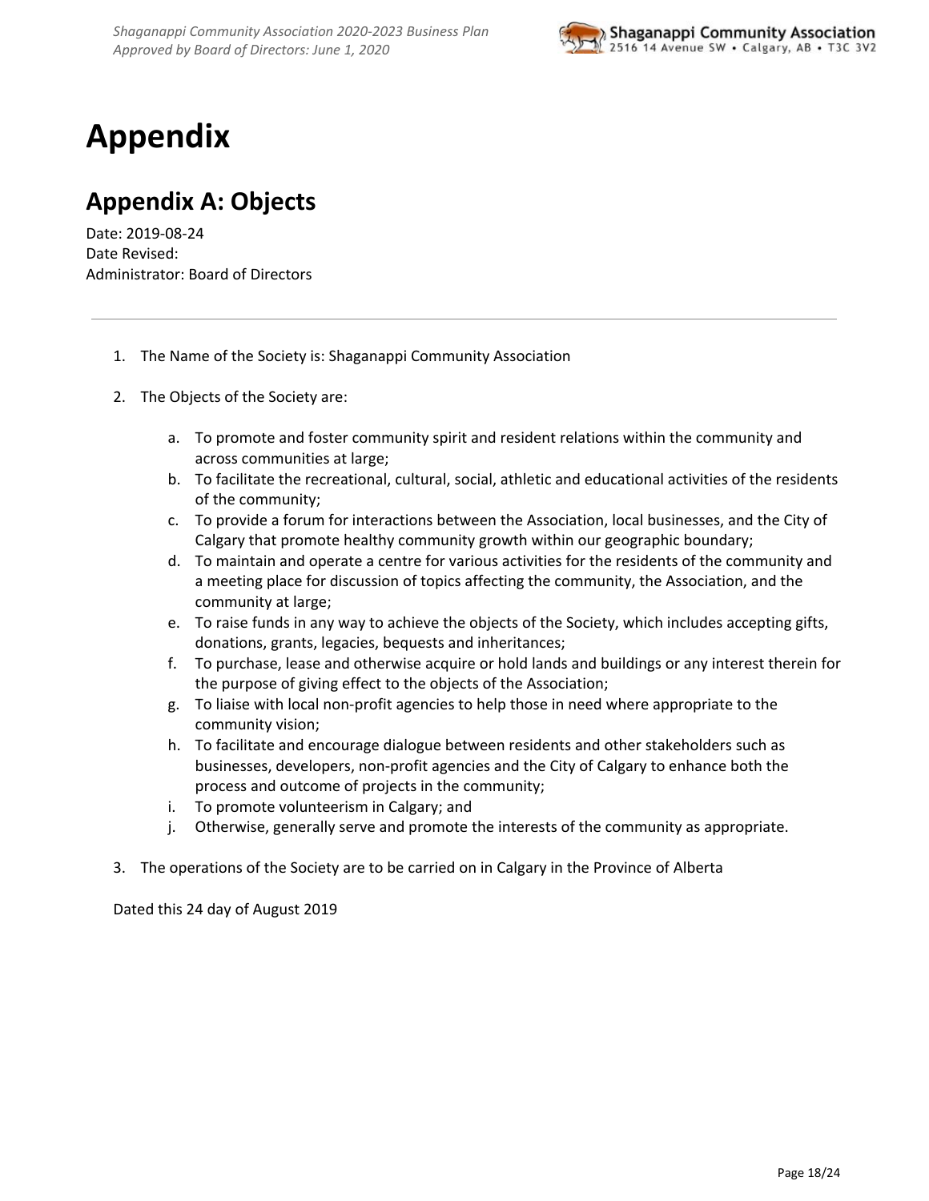# Appendix

## Appendix A: Objects

Date: 2019-08-24
Date Revised:
Administrator: Board of Directors

---

1. The Name of the Society is: Shaganappi Community Association

2. The Objects of the Society are:

   a. To promote and foster community spirit and resident relations within the community and across communities at large;
   b. To facilitate the recreational, cultural, social, athletic and educational activities of the residents of the community;
   c. To provide a forum for interactions between the Association, local businesses, and the City of Calgary that promote healthy community growth within our geographic boundary;
   d. To maintain and operate a centre for various activities for the residents of the community and a meeting place for discussion of topics affecting the community, the Association, and the community at large;
   e. To raise funds in any way to achieve the objects of the Society, which includes accepting gifts, donations, grants, legacies, bequests and inheritances;
   f. To purchase, lease and otherwise acquire or hold lands and buildings or any interest therein for the purpose of giving effect to the objects of the Association;
   g. To liaise with local non-profit agencies to help those in need where appropriate to the community vision;
   h. To facilitate and encourage dialogue between residents and other stakeholders such as businesses, developers, non-profit agencies and the City of Calgary to enhance both the process and outcome of projects in the community;
   i. To promote volunteerism in Calgary; and
   j. Otherwise, generally serve and promote the interests of the community as appropriate.

3. The operations of the Society are to be carried on in Calgary in the Province of Alberta

Dated this 24 day of August 2019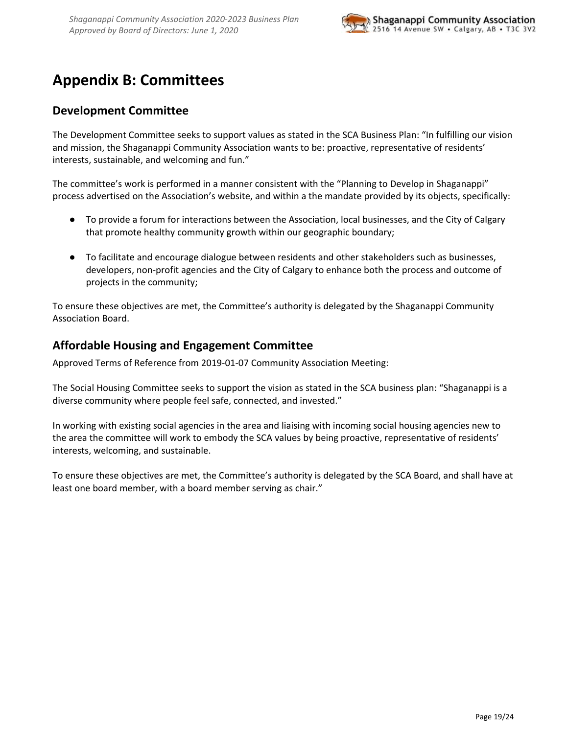# Appendix B: Committees

## Development Committee

The Development Committee seeks to support values as stated in the SCA Business Plan: "In fulfilling our vision and mission, the Shaganappi Community Association wants to be: proactive, representative of residents' interests, sustainable, and welcoming and fun."

The committee's work is performed in a manner consistent with the "Planning to Develop in Shaganappi" process advertised on the Association's website, and within a the mandate provided by its objects, specifically:

- To provide a forum for interactions between the Association, local businesses, and the City of Calgary that promote healthy community growth within our geographic boundary;
- To facilitate and encourage dialogue between residents and other stakeholders such as businesses, developers, non-profit agencies and the City of Calgary to enhance both the process and outcome of projects in the community;

To ensure these objectives are met, the Committee's authority is delegated by the Shaganappi Community Association Board.

## Affordable Housing and Engagement Committee

Approved Terms of Reference from 2019-01-07 Community Association Meeting:

The Social Housing Committee seeks to support the vision as stated in the SCA business plan: "Shaganappi is a diverse community where people feel safe, connected, and invested."

In working with existing social agencies in the area and liaising with incoming social housing agencies new to the area the committee will work to embody the SCA values by being proactive, representative of residents' interests, welcoming, and sustainable.

To ensure these objectives are met, the Committee's authority is delegated by the SCA Board, and shall have at least one board member, with a board member serving as chair."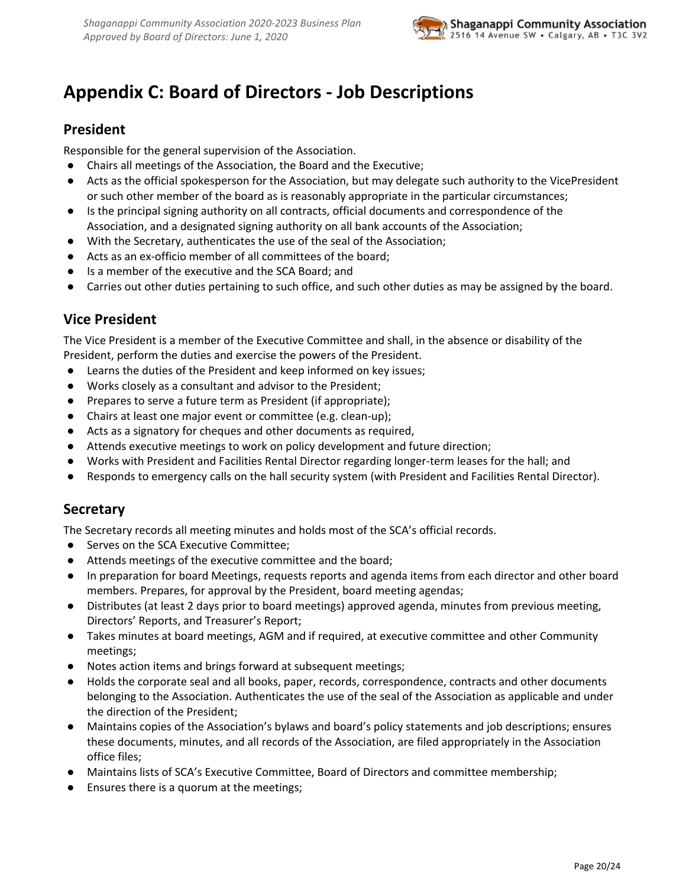# Appendix C: Board of Directors - Job Descriptions

## President

Responsible for the general supervision of the Association.

- Chairs all meetings of the Association, the Board and the Executive;
- Acts as the official spokesperson for the Association, but may delegate such authority to the VicePresident or such other member of the board as is reasonably appropriate in the particular circumstances;
- Is the principal signing authority on all contracts, official documents and correspondence of the Association, and a designated signing authority on all bank accounts of the Association;
- With the Secretary, authenticates the use of the seal of the Association;
- Acts as an ex-officio member of all committees of the board;
- Is a member of the executive and the SCA Board; and
- Carries out other duties pertaining to such office, and such other duties as may be assigned by the board.

## Vice President

The Vice President is a member of the Executive Committee and shall, in the absence or disability of the President, perform the duties and exercise the powers of the President.

- Learns the duties of the President and keep informed on key issues;
- Works closely as a consultant and advisor to the President;
- Prepares to serve a future term as President (if appropriate);
- Chairs at least one major event or committee (e.g. clean-up);
- Acts as a signatory for cheques and other documents as required,
- Attends executive meetings to work on policy development and future direction;
- Works with President and Facilities Rental Director regarding longer-term leases for the hall; and
- Responds to emergency calls on the hall security system (with President and Facilities Rental Director).

## Secretary

The Secretary records all meeting minutes and holds most of the SCA's official records.

- Serves on the SCA Executive Committee;
- Attends meetings of the executive committee and the board;
- In preparation for board Meetings, requests reports and agenda items from each director and other board members. Prepares, for approval by the President, board meeting agendas;
- Distributes (at least 2 days prior to board meetings) approved agenda, minutes from previous meeting, Directors' Reports, and Treasurer's Report;
- Takes minutes at board meetings, AGM and if required, at executive committee and other Community meetings;
- Notes action items and brings forward at subsequent meetings;
- Holds the corporate seal and all books, paper, records, correspondence, contracts and other documents belonging to the Association. Authenticates the use of the seal of the Association as applicable and under the direction of the President;
- Maintains copies of the Association's bylaws and board's policy statements and job descriptions; ensures these documents, minutes, and all records of the Association, are filed appropriately in the Association office files;
- Maintains lists of SCA's Executive Committee, Board of Directors and committee membership;
- Ensures there is a quorum at the meetings;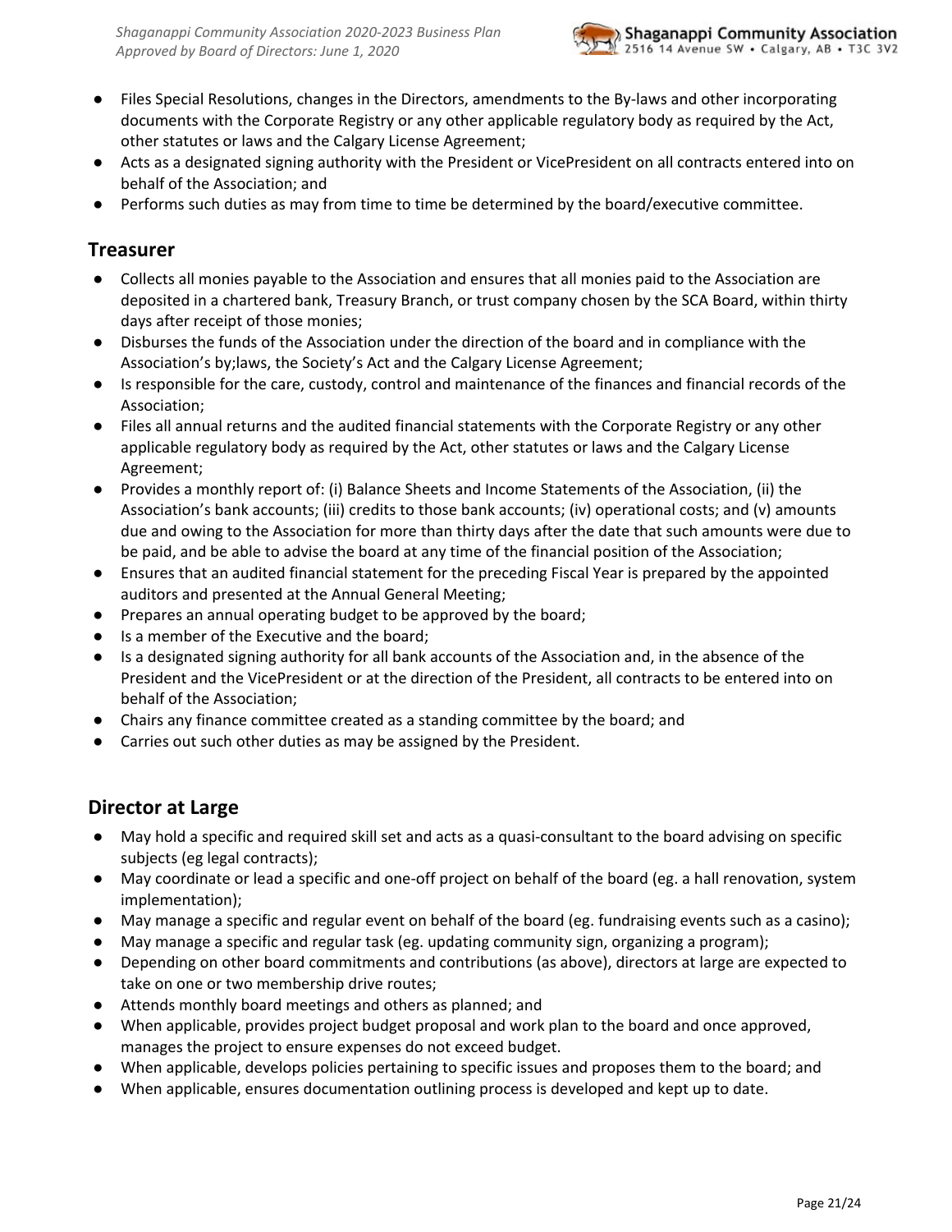- Files Special Resolutions, changes in the Directors, amendments to the By-laws and other incorporating documents with the Corporate Registry or any other applicable regulatory body as required by the Act, other statutes or laws and the Calgary License Agreement;
- Acts as a designated signing authority with the President or VicePresident on all contracts entered into on behalf of the Association; and
- Performs such duties as may from time to time be determined by the board/executive committee.

## Treasurer

- Collects all monies payable to the Association and ensures that all monies paid to the Association are deposited in a chartered bank, Treasury Branch, or trust company chosen by the SCA Board, within thirty days after receipt of those monies;
- Disburses the funds of the Association under the direction of the board and in compliance with the Association's by;laws, the Society's Act and the Calgary License Agreement;
- Is responsible for the care, custody, control and maintenance of the finances and financial records of the Association;
- Files all annual returns and the audited financial statements with the Corporate Registry or any other applicable regulatory body as required by the Act, other statutes or laws and the Calgary License Agreement;
- Provides a monthly report of: (i) Balance Sheets and Income Statements of the Association, (ii) the Association's bank accounts; (iii) credits to those bank accounts; (iv) operational costs; and (v) amounts due and owing to the Association for more than thirty days after the date that such amounts were due to be paid, and be able to advise the board at any time of the financial position of the Association;
- Ensures that an audited financial statement for the preceding Fiscal Year is prepared by the appointed auditors and presented at the Annual General Meeting;
- Prepares an annual operating budget to be approved by the board;
- Is a member of the Executive and the board;
- Is a designated signing authority for all bank accounts of the Association and, in the absence of the President and the VicePresident or at the direction of the President, all contracts to be entered into on behalf of the Association;
- Chairs any finance committee created as a standing committee by the board; and
- Carries out such other duties as may be assigned by the President.

## Director at Large

- May hold a specific and required skill set and acts as a quasi-consultant to the board advising on specific subjects (eg legal contracts);
- May coordinate or lead a specific and one-off project on behalf of the board (eg. a hall renovation, system implementation);
- May manage a specific and regular event on behalf of the board (eg. fundraising events such as a casino);
- May manage a specific and regular task (eg. updating community sign, organizing a program);
- Depending on other board commitments and contributions (as above), directors at large are expected to take on one or two membership drive routes;
- Attends monthly board meetings and others as planned; and
- When applicable, provides project budget proposal and work plan to the board and once approved, manages the project to ensure expenses do not exceed budget.
- When applicable, develops policies pertaining to specific issues and proposes them to the board; and
- When applicable, ensures documentation outlining process is developed and kept up to date.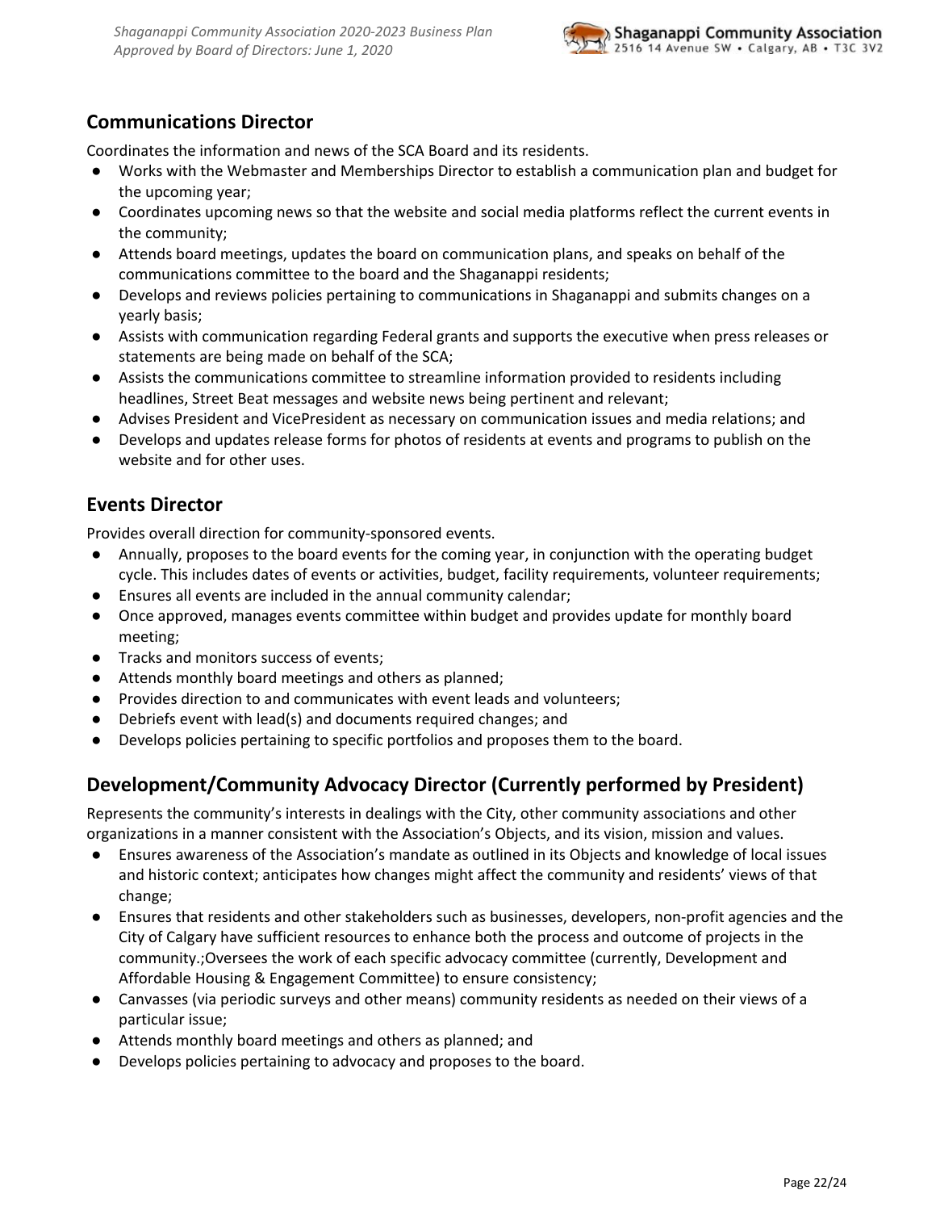## Communications Director

Coordinates the information and news of the SCA Board and its residents.

- Works with the Webmaster and Memberships Director to establish a communication plan and budget for the upcoming year;
- Coordinates upcoming news so that the website and social media platforms reflect the current events in the community;
- Attends board meetings, updates the board on communication plans, and speaks on behalf of the communications committee to the board and the Shaganappi residents;
- Develops and reviews policies pertaining to communications in Shaganappi and submits changes on a yearly basis;
- Assists with communication regarding Federal grants and supports the executive when press releases or statements are being made on behalf of the SCA;
- Assists the communications committee to streamline information provided to residents including headlines, Street Beat messages and website news being pertinent and relevant;
- Advises President and VicePresident as necessary on communication issues and media relations; and
- Develops and updates release forms for photos of residents at events and programs to publish on the website and for other uses.

## Events Director

Provides overall direction for community-sponsored events.

- Annually, proposes to the board events for the coming year, in conjunction with the operating budget cycle. This includes dates of events or activities, budget, facility requirements, volunteer requirements;
- Ensures all events are included in the annual community calendar;
- Once approved, manages events committee within budget and provides update for monthly board meeting;
- Tracks and monitors success of events;
- Attends monthly board meetings and others as planned;
- Provides direction to and communicates with event leads and volunteers;
- Debriefs event with lead(s) and documents required changes; and
- Develops policies pertaining to specific portfolios and proposes them to the board.

## Development/Community Advocacy Director (Currently performed by President)

Represents the community's interests in dealings with the City, other community associations and other organizations in a manner consistent with the Association's Objects, and its vision, mission and values.

- Ensures awareness of the Association's mandate as outlined in its Objects and knowledge of local issues and historic context; anticipates how changes might affect the community and residents' views of that change;
- Ensures that residents and other stakeholders such as businesses, developers, non-profit agencies and the City of Calgary have sufficient resources to enhance both the process and outcome of projects in the community.;Oversees the work of each specific advocacy committee (currently, Development and Affordable Housing & Engagement Committee) to ensure consistency;
- Canvasses (via periodic surveys and other means) community residents as needed on their views of a particular issue;
- Attends monthly board meetings and others as planned; and
- Develops policies pertaining to advocacy and proposes to the board.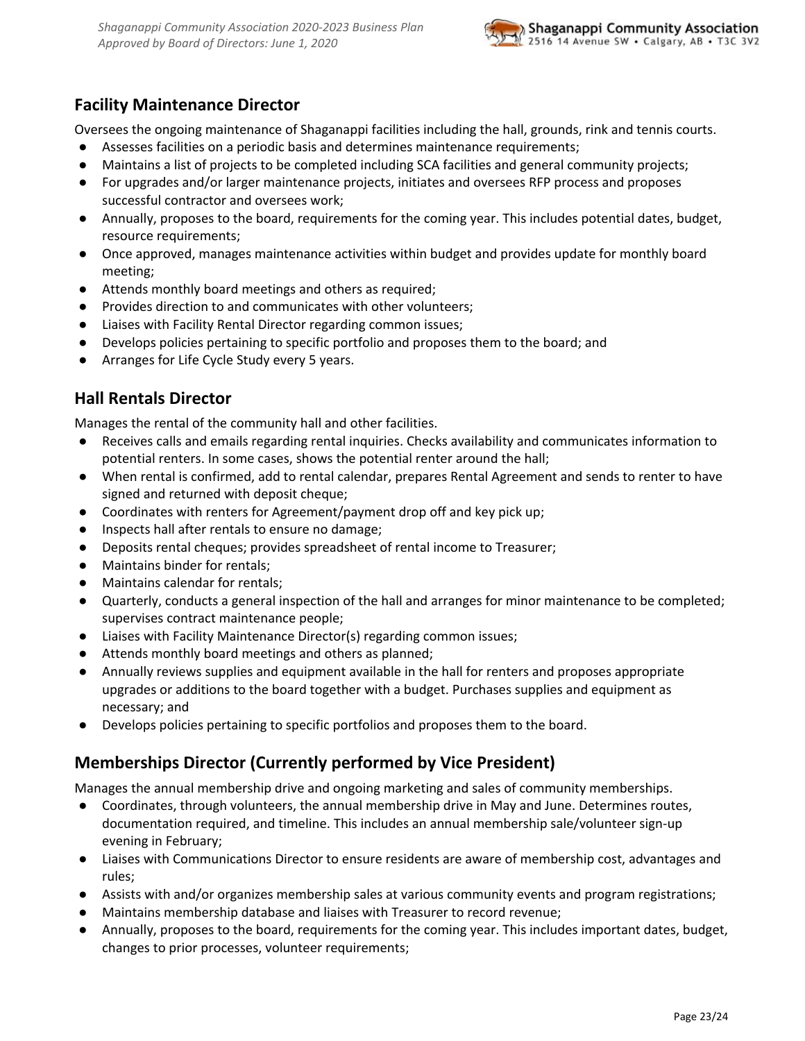## Facility Maintenance Director

Oversees the ongoing maintenance of Shaganappi facilities including the hall, grounds, rink and tennis courts.

- Assesses facilities on a periodic basis and determines maintenance requirements;
- Maintains a list of projects to be completed including SCA facilities and general community projects;
- For upgrades and/or larger maintenance projects, initiates and oversees RFP process and proposes successful contractor and oversees work;
- Annually, proposes to the board, requirements for the coming year. This includes potential dates, budget, resource requirements;
- Once approved, manages maintenance activities within budget and provides update for monthly board meeting;
- Attends monthly board meetings and others as required;
- Provides direction to and communicates with other volunteers;
- Liaises with Facility Rental Director regarding common issues;
- Develops policies pertaining to specific portfolio and proposes them to the board; and
- Arranges for Life Cycle Study every 5 years.

## Hall Rentals Director

Manages the rental of the community hall and other facilities.

- Receives calls and emails regarding rental inquiries. Checks availability and communicates information to potential renters. In some cases, shows the potential renter around the hall;
- When rental is confirmed, add to rental calendar, prepares Rental Agreement and sends to renter to have signed and returned with deposit cheque;
- Coordinates with renters for Agreement/payment drop off and key pick up;
- Inspects hall after rentals to ensure no damage;
- Deposits rental cheques; provides spreadsheet of rental income to Treasurer;
- Maintains binder for rentals;
- Maintains calendar for rentals;
- Quarterly, conducts a general inspection of the hall and arranges for minor maintenance to be completed; supervises contract maintenance people;
- Liaises with Facility Maintenance Director(s) regarding common issues;
- Attends monthly board meetings and others as planned;
- Annually reviews supplies and equipment available in the hall for renters and proposes appropriate upgrades or additions to the board together with a budget. Purchases supplies and equipment as necessary; and
- Develops policies pertaining to specific portfolios and proposes them to the board.

## Memberships Director (Currently performed by Vice President)

Manages the annual membership drive and ongoing marketing and sales of community memberships.

- Coordinates, through volunteers, the annual membership drive in May and June. Determines routes, documentation required, and timeline. This includes an annual membership sale/volunteer sign-up evening in February;
- Liaises with Communications Director to ensure residents are aware of membership cost, advantages and rules;
- Assists with and/or organizes membership sales at various community events and program registrations;
- Maintains membership database and liaises with Treasurer to record revenue;
- Annually, proposes to the board, requirements for the coming year. This includes important dates, budget, changes to prior processes, volunteer requirements;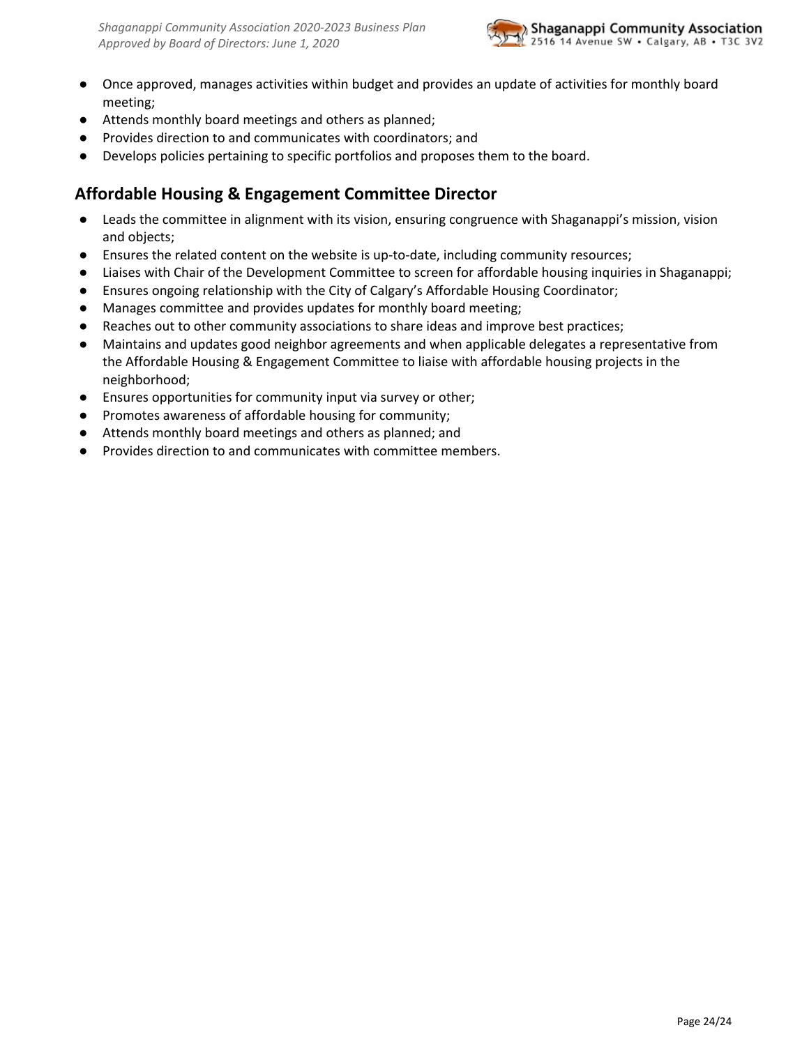- Once approved, manages activities within budget and provides an update of activities for monthly board meeting;
- Attends monthly board meetings and others as planned;
- Provides direction to and communicates with coordinators; and
- Develops policies pertaining to specific portfolios and proposes them to the board.

## Affordable Housing & Engagement Committee Director

- Leads the committee in alignment with its vision, ensuring congruence with Shaganappi's mission, vision and objects;
- Ensures the related content on the website is up-to-date, including community resources;
- Liaises with Chair of the Development Committee to screen for affordable housing inquiries in Shaganappi;
- Ensures ongoing relationship with the City of Calgary's Affordable Housing Coordinator;
- Manages committee and provides updates for monthly board meeting;
- Reaches out to other community associations to share ideas and improve best practices;
- Maintains and updates good neighbor agreements and when applicable delegates a representative from the Affordable Housing & Engagement Committee to liaise with affordable housing projects in the neighborhood;
- Ensures opportunities for community input via survey or other;
- Promotes awareness of affordable housing for community;
- Attends monthly board meetings and others as planned; and
- Provides direction to and communicates with committee members.